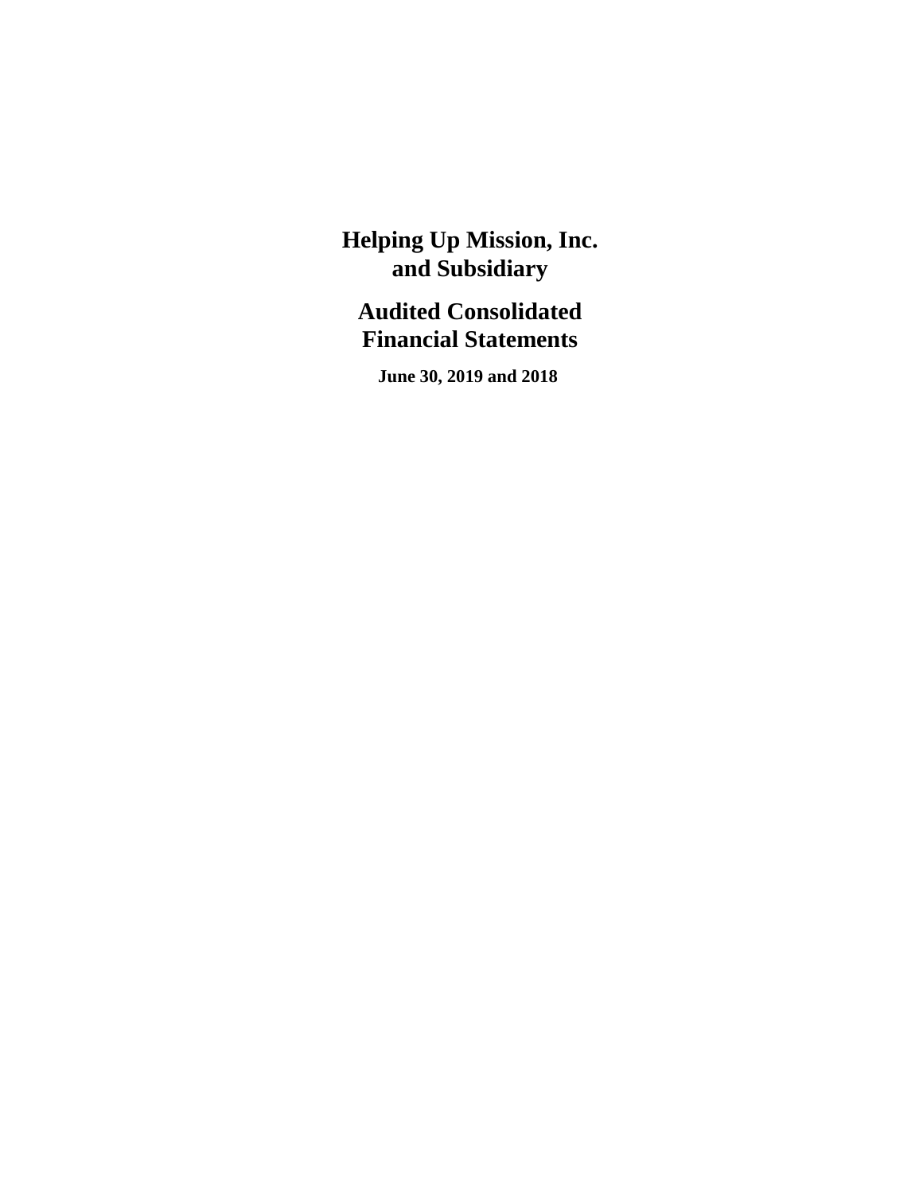# Helping Up Mission, Inc. and Subsidiary

## Audited Consolidated Financial Statements

**June 30, 2019 and 2018**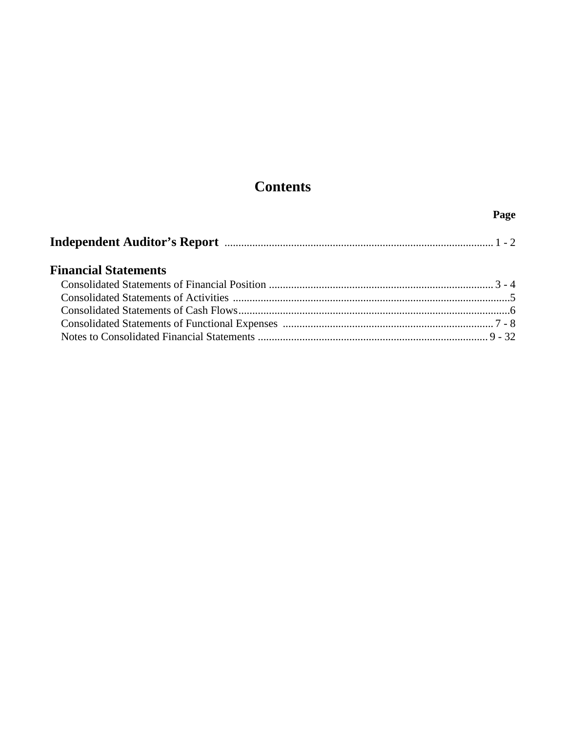# Contents

| | Page |
|---|---|
| **Independent Auditor's Report** | 1 - 2 |
| **Financial Statements** | |
| Consolidated Statements of Financial Position | 3 - 4 |
| Consolidated Statements of Activities | 5 |
| Consolidated Statements of Cash Flows | 6 |
| Consolidated Statements of Functional Expenses | 7 - 8 |
| Notes to Consolidated Financial Statements | 9 - 32 |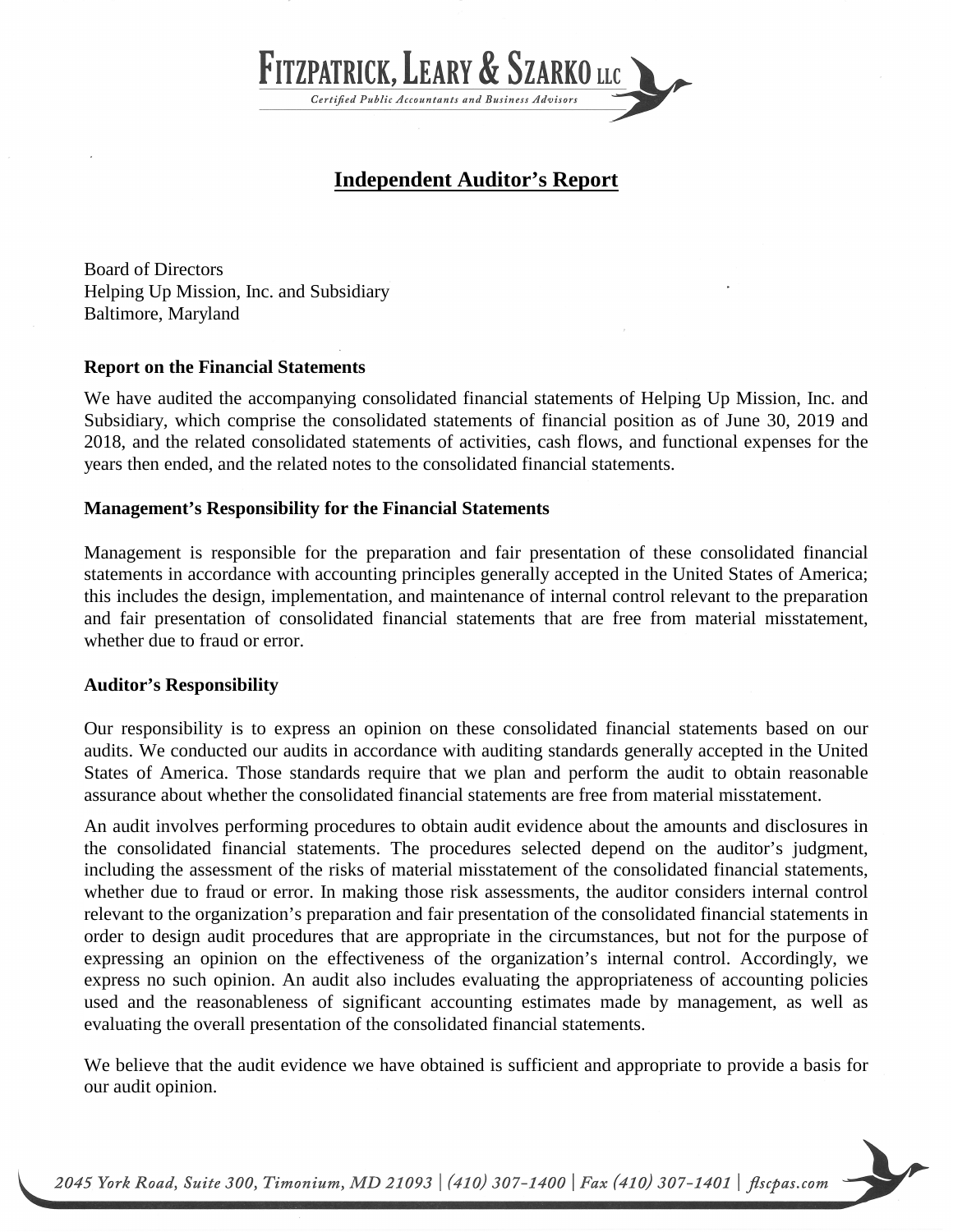# Independent Auditor's Report

Board of Directors
Helping Up Mission, Inc. and Subsidiary
Baltimore, Maryland

**Report on the Financial Statements**

We have audited the accompanying consolidated financial statements of Helping Up Mission, Inc. and Subsidiary, which comprise the consolidated statements of financial position as of June 30, 2019 and 2018, and the related consolidated statements of activities, cash flows, and functional expenses for the years then ended, and the related notes to the consolidated financial statements.

**Management's Responsibility for the Financial Statements**

Management is responsible for the preparation and fair presentation of these consolidated financial statements in accordance with accounting principles generally accepted in the United States of America; this includes the design, implementation, and maintenance of internal control relevant to the preparation and fair presentation of consolidated financial statements that are free from material misstatement, whether due to fraud or error.

**Auditor's Responsibility**

Our responsibility is to express an opinion on these consolidated financial statements based on our audits. We conducted our audits in accordance with auditing standards generally accepted in the United States of America. Those standards require that we plan and perform the audit to obtain reasonable assurance about whether the consolidated financial statements are free from material misstatement.

An audit involves performing procedures to obtain audit evidence about the amounts and disclosures in the consolidated financial statements. The procedures selected depend on the auditor's judgment, including the assessment of the risks of material misstatement of the consolidated financial statements, whether due to fraud or error. In making those risk assessments, the auditor considers internal control relevant to the organization's preparation and fair presentation of the consolidated financial statements in order to design audit procedures that are appropriate in the circumstances, but not for the purpose of expressing an opinion on the effectiveness of the organization's internal control. Accordingly, we express no such opinion. An audit also includes evaluating the appropriateness of accounting policies used and the reasonableness of significant accounting estimates made by management, as well as evaluating the overall presentation of the consolidated financial statements.

We believe that the audit evidence we have obtained is sufficient and appropriate to provide a basis for our audit opinion.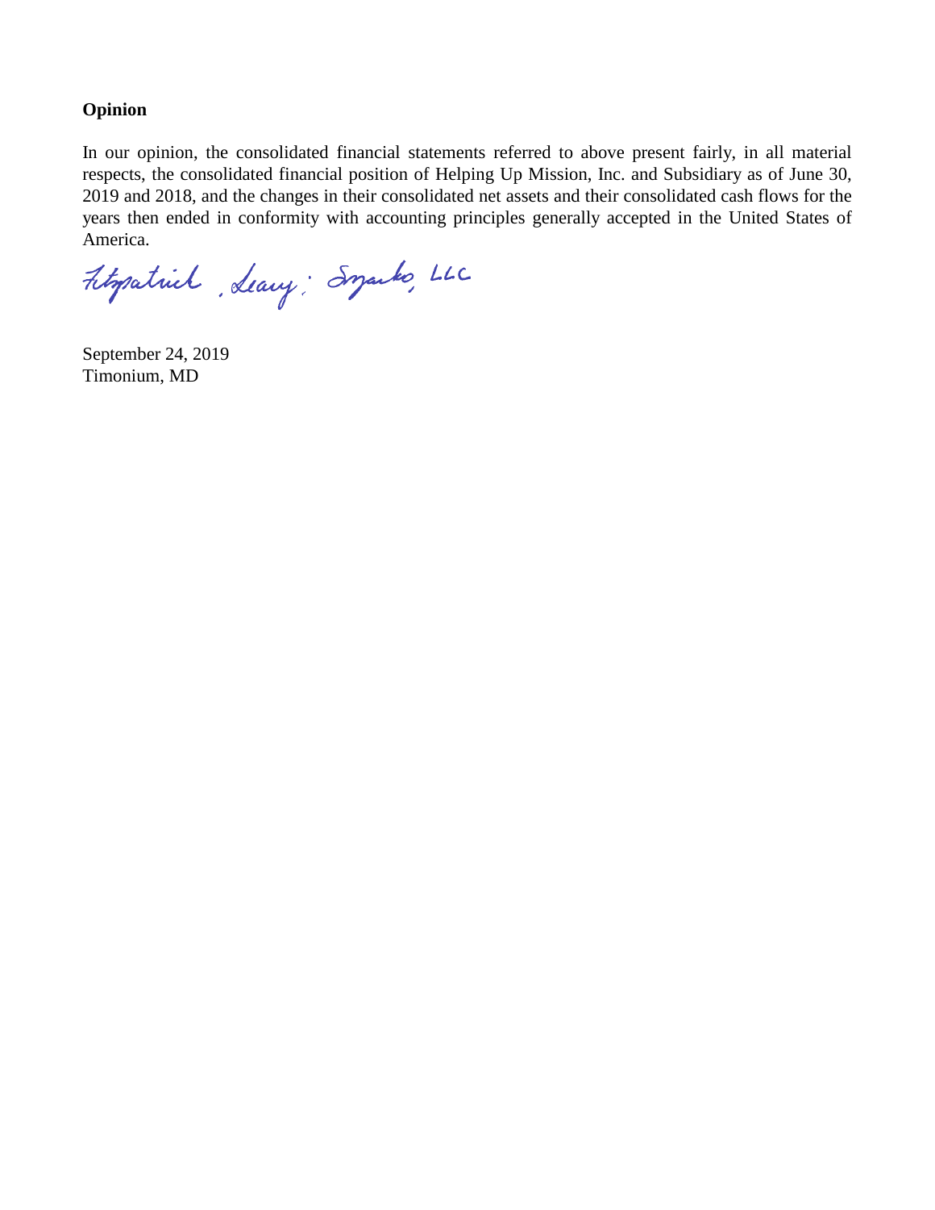## Opinion

In our opinion, the consolidated financial statements referred to above present fairly, in all material respects, the consolidated financial position of Helping Up Mission, Inc. and Subsidiary as of June 30, 2019 and 2018, and the changes in their consolidated net assets and their consolidated cash flows for the years then ended in conformity with accounting principles generally accepted in the United States of America.

Fitzpatrick, Leary & Szmanko, LLC

September 24, 2019
Timonium, MD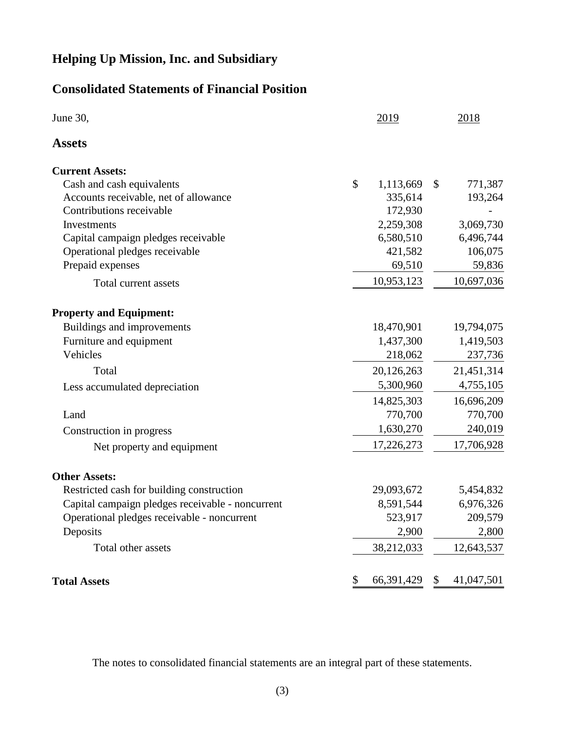# Helping Up Mission, Inc. and Subsidiary

## Consolidated Statements of Financial Position

| June 30, | 2019 | 2018 |
|---|---|---|
| **Assets** | | |
| **Current Assets:** | | |
| Cash and cash equivalents | $ 1,113,669 | $ 771,387 |
| Accounts receivable, net of allowance | 335,614 | 193,264 |
| Contributions receivable | 172,930 | - |
| Investments | 2,259,308 | 3,069,730 |
| Capital campaign pledges receivable | 6,580,510 | 6,496,744 |
| Operational pledges receivable | 421,582 | 106,075 |
| Prepaid expenses | 69,510 | 59,836 |
| Total current assets | 10,953,123 | 10,697,036 |
| **Property and Equipment:** | | |
| Buildings and improvements | 18,470,901 | 19,794,075 |
| Furniture and equipment | 1,437,300 | 1,419,503 |
| Vehicles | 218,062 | 237,736 |
| Total | 20,126,263 | 21,451,314 |
| Less accumulated depreciation | 5,300,960 | 4,755,105 |
| | 14,825,303 | 16,696,209 |
| Land | 770,700 | 770,700 |
| Construction in progress | 1,630,270 | 240,019 |
| Net property and equipment | 17,226,273 | 17,706,928 |
| **Other Assets:** | | |
| Restricted cash for building construction | 29,093,672 | 5,454,832 |
| Capital campaign pledges receivable - noncurrent | 8,591,544 | 6,976,326 |
| Operational pledges receivable - noncurrent | 523,917 | 209,579 |
| Deposits | 2,900 | 2,800 |
| Total other assets | 38,212,033 | 12,643,537 |
| **Total Assets** | $ 66,391,429 | $ 41,047,501 |

The notes to consolidated financial statements are an integral part of these statements.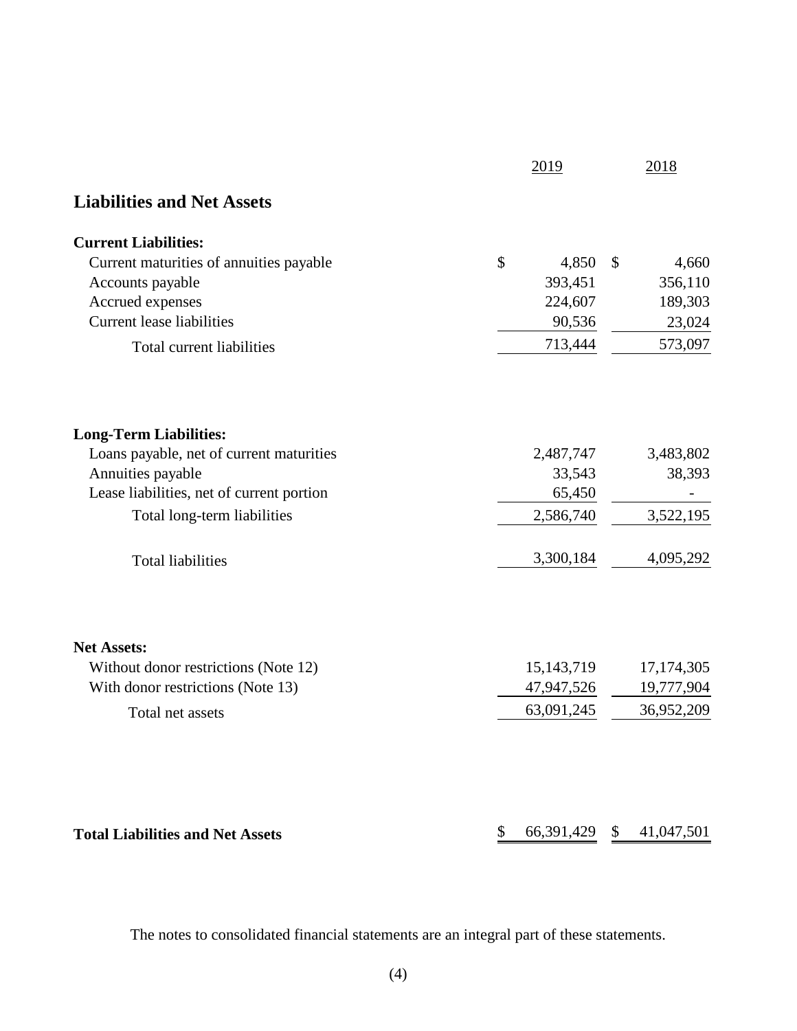| | 2019 | 2018 |
|---|---|---|
| **Liabilities and Net Assets** | | |
| **Current Liabilities:** | | |
| Current maturities of annuities payable | $ 4,850 | $ 4,660 |
| Accounts payable | 393,451 | 356,110 |
| Accrued expenses | 224,607 | 189,303 |
| Current lease liabilities | 90,536 | 23,024 |
| Total current liabilities | 713,444 | 573,097 |
| **Long-Term Liabilities:** | | |
| Loans payable, net of current maturities | 2,487,747 | 3,483,802 |
| Annuities payable | 33,543 | 38,393 |
| Lease liabilities, net of current portion | 65,450 | - |
| Total long-term liabilities | 2,586,740 | 3,522,195 |
| Total liabilities | 3,300,184 | 4,095,292 |
| **Net Assets:** | | |
| Without donor restrictions (Note 12) | 15,143,719 | 17,174,305 |
| With donor restrictions (Note 13) | 47,947,526 | 19,777,904 |
| Total net assets | 63,091,245 | 36,952,209 |
| **Total Liabilities and Net Assets** | $ 66,391,429 | $ 41,047,501 |

The notes to consolidated financial statements are an integral part of these statements.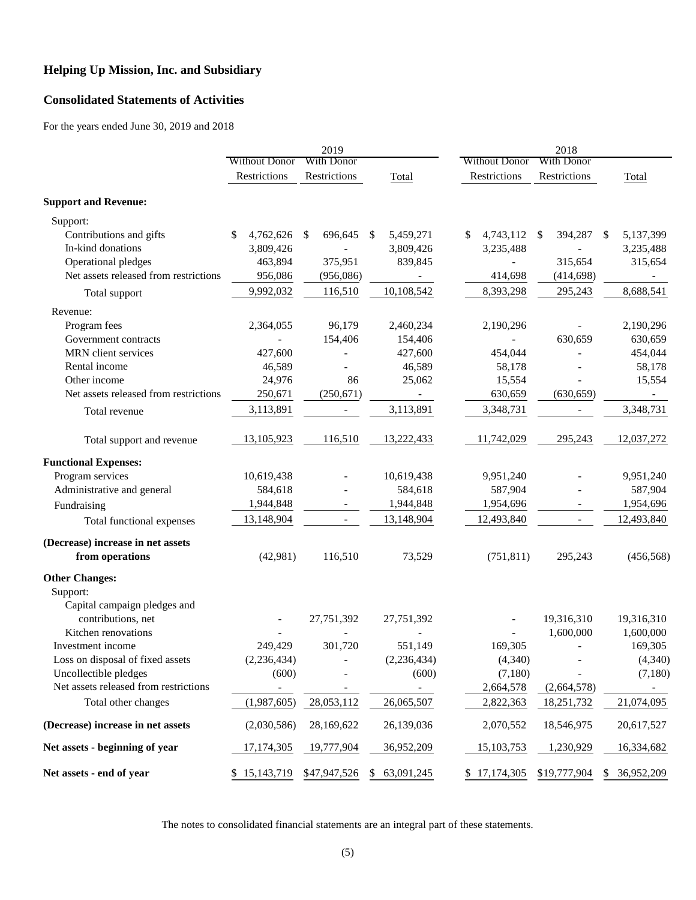## Helping Up Mission, Inc. and Subsidiary

## Consolidated Statements of Activities

For the years ended June 30, 2019 and 2018

| | 2019 | | | 2018 | | |
|---|---|---|---|---|---|---|
| | Without Donor Restrictions | With Donor Restrictions | Total | Without Donor Restrictions | With Donor Restrictions | Total |
| **Support and Revenue:** | | | | | | |
| Support: | | | | | | |
| Contributions and gifts | $ 4,762,626 | $ 696,645 | $ 5,459,271 | $ 4,743,112 | $ 394,287 | $ 5,137,399 |
| In-kind donations | 3,809,426 | - | 3,809,426 | 3,235,488 | - | 3,235,488 |
| Operational pledges | 463,894 | 375,951 | 839,845 | - | 315,654 | 315,654 |
| Net assets released from restrictions | 956,086 | (956,086) | - | 414,698 | (414,698) | - |
| Total support | 9,992,032 | 116,510 | 10,108,542 | 8,393,298 | 295,243 | 8,688,541 |
| Revenue: | | | | | | |
| Program fees | 2,364,055 | 96,179 | 2,460,234 | 2,190,296 | - | 2,190,296 |
| Government contracts | - | 154,406 | 154,406 | - | 630,659 | 630,659 |
| MRN client services | 427,600 | - | 427,600 | 454,044 | - | 454,044 |
| Rental income | 46,589 | - | 46,589 | 58,178 | - | 58,178 |
| Other income | 24,976 | 86 | 25,062 | 15,554 | - | 15,554 |
| Net assets released from restrictions | 250,671 | (250,671) | - | 630,659 | (630,659) | - |
| Total revenue | 3,113,891 | - | 3,113,891 | 3,348,731 | - | 3,348,731 |
| Total support and revenue | 13,105,923 | 116,510 | 13,222,433 | 11,742,029 | 295,243 | 12,037,272 |
| **Functional Expenses:** | | | | | | |
| Program services | 10,619,438 | - | 10,619,438 | 9,951,240 | - | 9,951,240 |
| Administrative and general | 584,618 | - | 584,618 | 587,904 | - | 587,904 |
| Fundraising | 1,944,848 | - | 1,944,848 | 1,954,696 | - | 1,954,696 |
| Total functional expenses | 13,148,904 | - | 13,148,904 | 12,493,840 | - | 12,493,840 |
| **(Decrease) increase in net assets from operations** | (42,981) | 116,510 | 73,529 | (751,811) | 295,243 | (456,568) |
| **Other Changes:** | | | | | | |
| Support: | | | | | | |
| Capital campaign pledges and contributions, net | - | 27,751,392 | 27,751,392 | - | 19,316,310 | 19,316,310 |
| Kitchen renovations | - | - | - | - | 1,600,000 | 1,600,000 |
| Investment income | 249,429 | 301,720 | 551,149 | 169,305 | - | 169,305 |
| Loss on disposal of fixed assets | (2,236,434) | - | (2,236,434) | (4,340) | - | (4,340) |
| Uncollectible pledges | (600) | - | (600) | (7,180) | - | (7,180) |
| Net assets released from restrictions | - | - | - | 2,664,578 | (2,664,578) | - |
| Total other changes | (1,987,605) | 28,053,112 | 26,065,507 | 2,822,363 | 18,251,732 | 21,074,095 |
| **(Decrease) increase in net assets** | (2,030,586) | 28,169,622 | 26,139,036 | 2,070,552 | 18,546,975 | 20,617,527 |
| **Net assets - beginning of year** | 17,174,305 | 19,777,904 | 36,952,209 | 15,103,753 | 1,230,929 | 16,334,682 |
| **Net assets - end of year** | $ 15,143,719 | $47,947,526 | $ 63,091,245 | $ 17,174,305 | $19,777,904 | $ 36,952,209 |

The notes to consolidated financial statements are an integral part of these statements.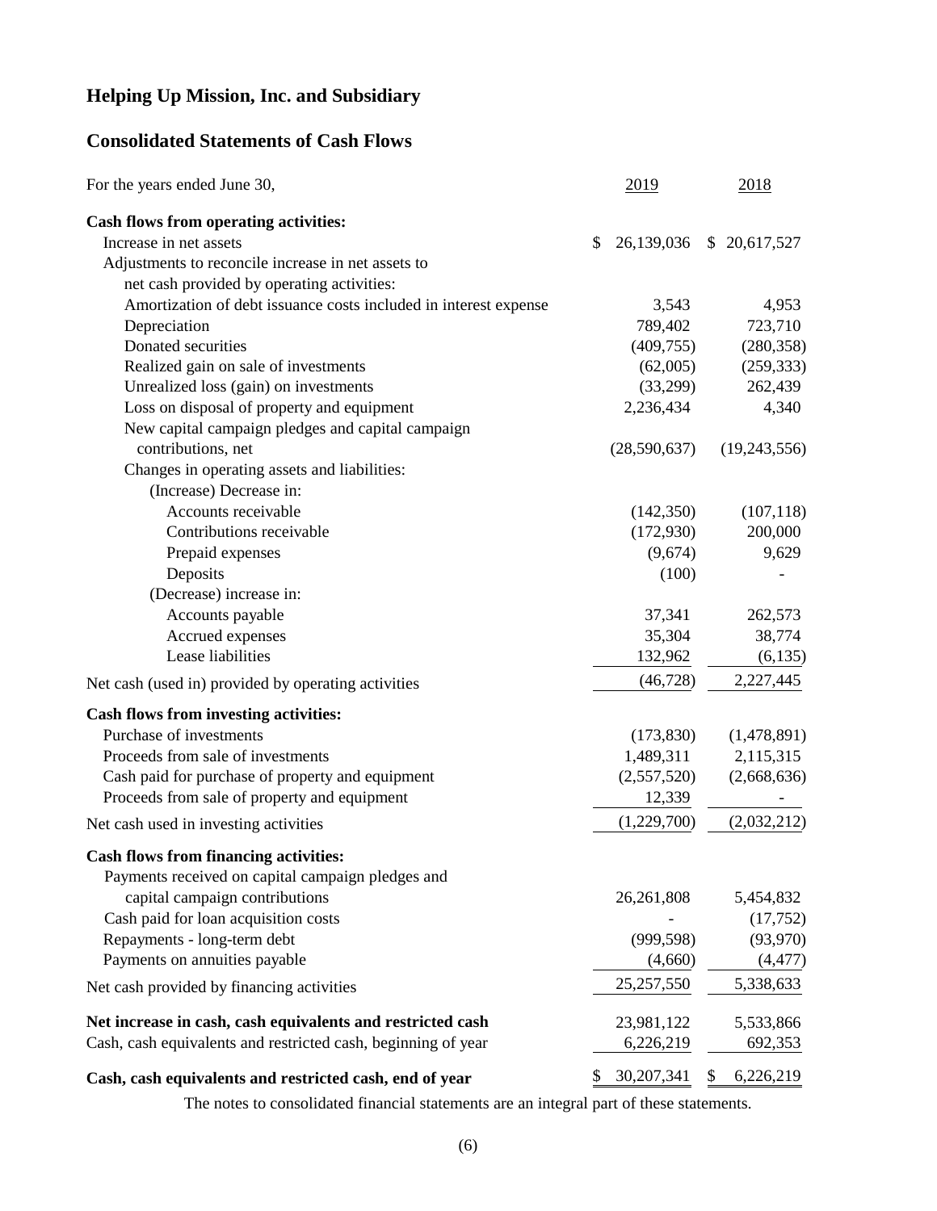# Helping Up Mission, Inc. and Subsidiary

## Consolidated Statements of Cash Flows

| For the years ended June 30, | 2019 | 2018 |
|---|---|---|
| **Cash flows from operating activities:** | | |
| Increase in net assets | $ 26,139,036 | $ 20,617,527 |
| Adjustments to reconcile increase in net assets to net cash provided by operating activities: | | |
| Amortization of debt issuance costs included in interest expense | 3,543 | 4,953 |
| Depreciation | 789,402 | 723,710 |
| Donated securities | (409,755) | (280,358) |
| Realized gain on sale of investments | (62,005) | (259,333) |
| Unrealized loss (gain) on investments | (33,299) | 262,439 |
| Loss on disposal of property and equipment | 2,236,434 | 4,340 |
| New capital campaign pledges and capital campaign contributions, net | (28,590,637) | (19,243,556) |
| Changes in operating assets and liabilities: | | |
| (Increase) Decrease in: | | |
| Accounts receivable | (142,350) | (107,118) |
| Contributions receivable | (172,930) | 200,000 |
| Prepaid expenses | (9,674) | 9,629 |
| Deposits | (100) | - |
| (Decrease) increase in: | | |
| Accounts payable | 37,341 | 262,573 |
| Accrued expenses | 35,304 | 38,774 |
| Lease liabilities | 132,962 | (6,135) |
| Net cash (used in) provided by operating activities | (46,728) | 2,227,445 |
| **Cash flows from investing activities:** | | |
| Purchase of investments | (173,830) | (1,478,891) |
| Proceeds from sale of investments | 1,489,311 | 2,115,315 |
| Cash paid for purchase of property and equipment | (2,557,520) | (2,668,636) |
| Proceeds from sale of property and equipment | 12,339 | - |
| Net cash used in investing activities | (1,229,700) | (2,032,212) |
| **Cash flows from financing activities:** | | |
| Payments received on capital campaign pledges and capital campaign contributions | 26,261,808 | 5,454,832 |
| Cash paid for loan acquisition costs | - | (17,752) |
| Repayments - long-term debt | (999,598) | (93,970) |
| Payments on annuities payable | (4,660) | (4,477) |
| Net cash provided by financing activities | 25,257,550 | 5,338,633 |
| **Net increase in cash, cash equivalents and restricted cash** | 23,981,122 | 5,533,866 |
| Cash, cash equivalents and restricted cash, beginning of year | 6,226,219 | 692,353 |
| **Cash, cash equivalents and restricted cash, end of year** | $ 30,207,341 | $ 6,226,219 |

The notes to consolidated financial statements are an integral part of these statements.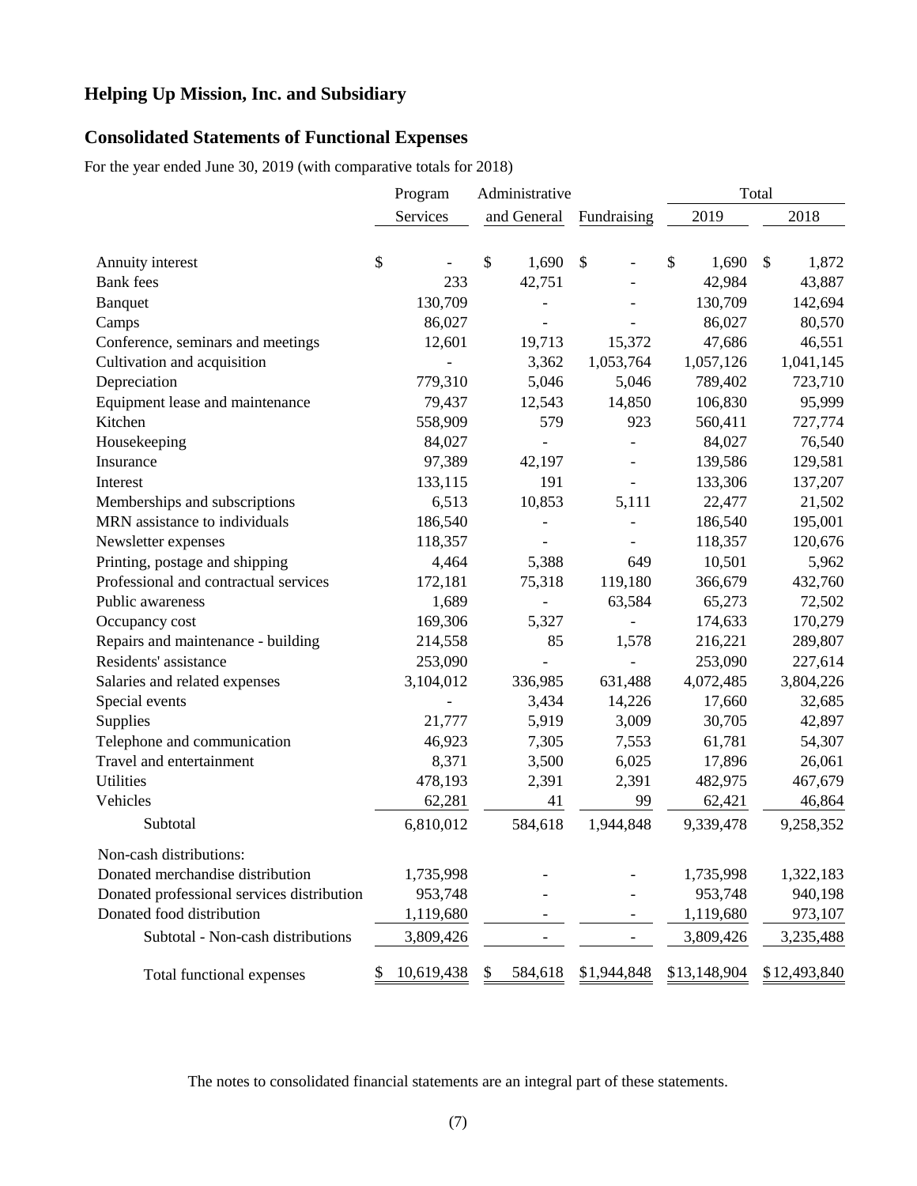## Helping Up Mission, Inc. and Subsidiary

## Consolidated Statements of Functional Expenses

For the year ended June 30, 2019 (with comparative totals for 2018)

| | Program Services | Administrative and General | Fundraising | Total 2019 | Total 2018 |
|---|---|---|---|---|---|
| Annuity interest | $ - | $ 1,690 | $ - | $ 1,690 | $ 1,872 |
| Bank fees | 233 | 42,751 | - | 42,984 | 43,887 |
| Banquet | 130,709 | - | - | 130,709 | 142,694 |
| Camps | 86,027 | - | - | 86,027 | 80,570 |
| Conference, seminars and meetings | 12,601 | 19,713 | 15,372 | 47,686 | 46,551 |
| Cultivation and acquisition | - | 3,362 | 1,053,764 | 1,057,126 | 1,041,145 |
| Depreciation | 779,310 | 5,046 | 5,046 | 789,402 | 723,710 |
| Equipment lease and maintenance | 79,437 | 12,543 | 14,850 | 106,830 | 95,999 |
| Kitchen | 558,909 | 579 | 923 | 560,411 | 727,774 |
| Housekeeping | 84,027 | - | - | 84,027 | 76,540 |
| Insurance | 97,389 | 42,197 | - | 139,586 | 129,581 |
| Interest | 133,115 | 191 | - | 133,306 | 137,207 |
| Memberships and subscriptions | 6,513 | 10,853 | 5,111 | 22,477 | 21,502 |
| MRN assistance to individuals | 186,540 | - | - | 186,540 | 195,001 |
| Newsletter expenses | 118,357 | - | - | 118,357 | 120,676 |
| Printing, postage and shipping | 4,464 | 5,388 | 649 | 10,501 | 5,962 |
| Professional and contractual services | 172,181 | 75,318 | 119,180 | 366,679 | 432,760 |
| Public awareness | 1,689 | - | 63,584 | 65,273 | 72,502 |
| Occupancy cost | 169,306 | 5,327 | - | 174,633 | 170,279 |
| Repairs and maintenance - building | 214,558 | 85 | 1,578 | 216,221 | 289,807 |
| Residents' assistance | 253,090 | - | - | 253,090 | 227,614 |
| Salaries and related expenses | 3,104,012 | 336,985 | 631,488 | 4,072,485 | 3,804,226 |
| Special events | - | 3,434 | 14,226 | 17,660 | 32,685 |
| Supplies | 21,777 | 5,919 | 3,009 | 30,705 | 42,897 |
| Telephone and communication | 46,923 | 7,305 | 7,553 | 61,781 | 54,307 |
| Travel and entertainment | 8,371 | 3,500 | 6,025 | 17,896 | 26,061 |
| Utilities | 478,193 | 2,391 | 2,391 | 482,975 | 467,679 |
| Vehicles | 62,281 | 41 | 99 | 62,421 | 46,864 |
| Subtotal | 6,810,012 | 584,618 | 1,944,848 | 9,339,478 | 9,258,352 |
| Non-cash distributions: | | | | | |
| Donated merchandise distribution | 1,735,998 | - | - | 1,735,998 | 1,322,183 |
| Donated professional services distribution | 953,748 | - | - | 953,748 | 940,198 |
| Donated food distribution | 1,119,680 | - | - | 1,119,680 | 973,107 |
| Subtotal - Non-cash distributions | 3,809,426 | - | - | 3,809,426 | 3,235,488 |
| Total functional expenses | $ 10,619,438 | $ 584,618 | $1,944,848 | $13,148,904 | $12,493,840 |

The notes to consolidated financial statements are an integral part of these statements.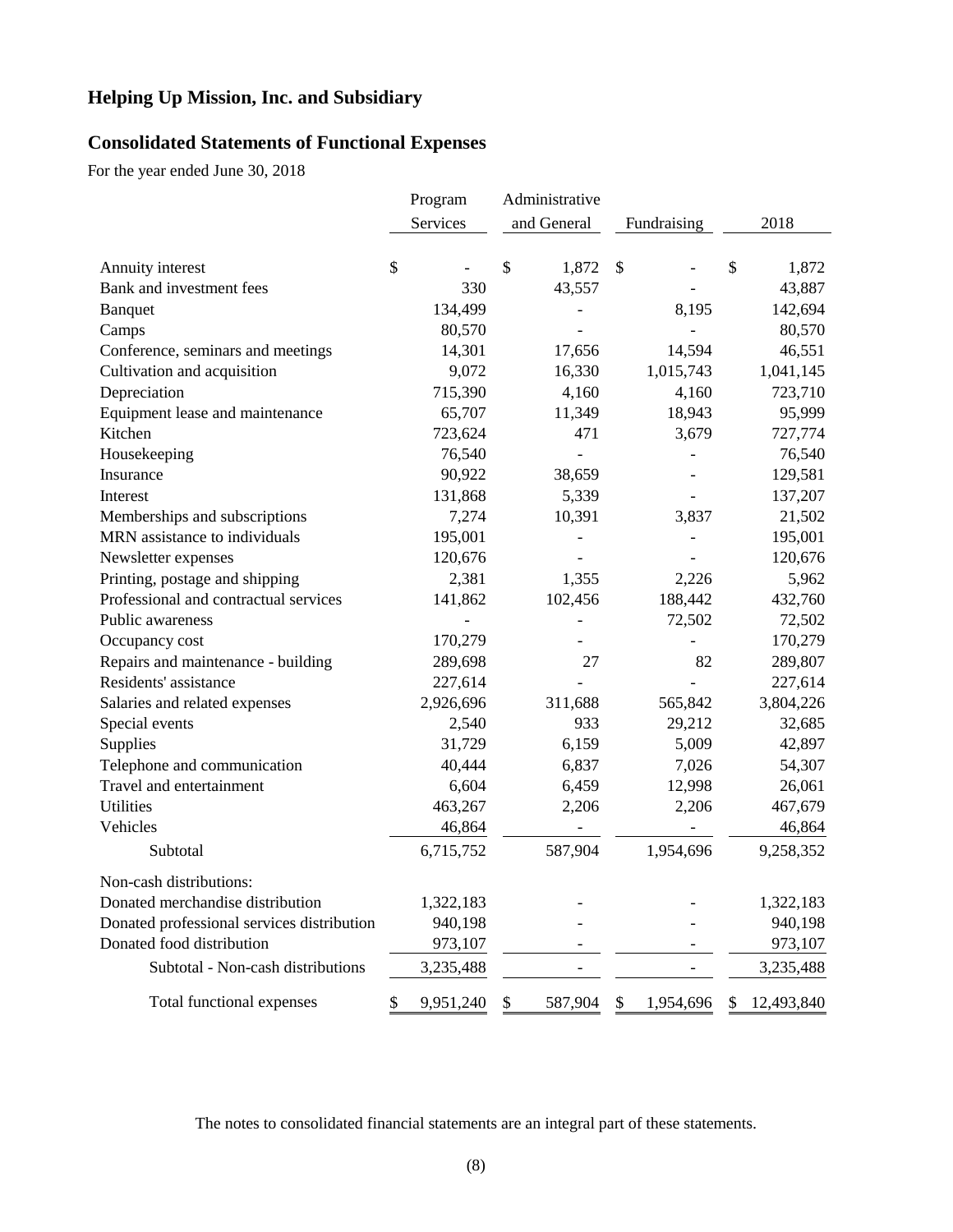# Helping Up Mission, Inc. and Subsidiary

## Consolidated Statements of Functional Expenses

For the year ended June 30, 2018

| | Program Services | Administrative and General | Fundraising | 2018 |
|---|---|---|---|---|
| Annuity interest | $ - | $ 1,872 | $ - | $ 1,872 |
| Bank and investment fees | 330 | 43,557 | - | 43,887 |
| Banquet | 134,499 | - | 8,195 | 142,694 |
| Camps | 80,570 | - | - | 80,570 |
| Conference, seminars and meetings | 14,301 | 17,656 | 14,594 | 46,551 |
| Cultivation and acquisition | 9,072 | 16,330 | 1,015,743 | 1,041,145 |
| Depreciation | 715,390 | 4,160 | 4,160 | 723,710 |
| Equipment lease and maintenance | 65,707 | 11,349 | 18,943 | 95,999 |
| Kitchen | 723,624 | 471 | 3,679 | 727,774 |
| Housekeeping | 76,540 | - | - | 76,540 |
| Insurance | 90,922 | 38,659 | - | 129,581 |
| Interest | 131,868 | 5,339 | - | 137,207 |
| Memberships and subscriptions | 7,274 | 10,391 | 3,837 | 21,502 |
| MRN assistance to individuals | 195,001 | - | - | 195,001 |
| Newsletter expenses | 120,676 | - | - | 120,676 |
| Printing, postage and shipping | 2,381 | 1,355 | 2,226 | 5,962 |
| Professional and contractual services | 141,862 | 102,456 | 188,442 | 432,760 |
| Public awareness | - | - | 72,502 | 72,502 |
| Occupancy cost | 170,279 | - | - | 170,279 |
| Repairs and maintenance - building | 289,698 | 27 | 82 | 289,807 |
| Residents' assistance | 227,614 | - | - | 227,614 |
| Salaries and related expenses | 2,926,696 | 311,688 | 565,842 | 3,804,226 |
| Special events | 2,540 | 933 | 29,212 | 32,685 |
| Supplies | 31,729 | 6,159 | 5,009 | 42,897 |
| Telephone and communication | 40,444 | 6,837 | 7,026 | 54,307 |
| Travel and entertainment | 6,604 | 6,459 | 12,998 | 26,061 |
| Utilities | 463,267 | 2,206 | 2,206 | 467,679 |
| Vehicles | 46,864 | - | - | 46,864 |
| Subtotal | 6,715,752 | 587,904 | 1,954,696 | 9,258,352 |
| Non-cash distributions: | | | | |
| Donated merchandise distribution | 1,322,183 | - | - | 1,322,183 |
| Donated professional services distribution | 940,198 | - | - | 940,198 |
| Donated food distribution | 973,107 | - | - | 973,107 |
| Subtotal - Non-cash distributions | 3,235,488 | - | - | 3,235,488 |
| Total functional expenses | $ 9,951,240 | $ 587,904 | $ 1,954,696 | $ 12,493,840 |

The notes to consolidated financial statements are an integral part of these statements.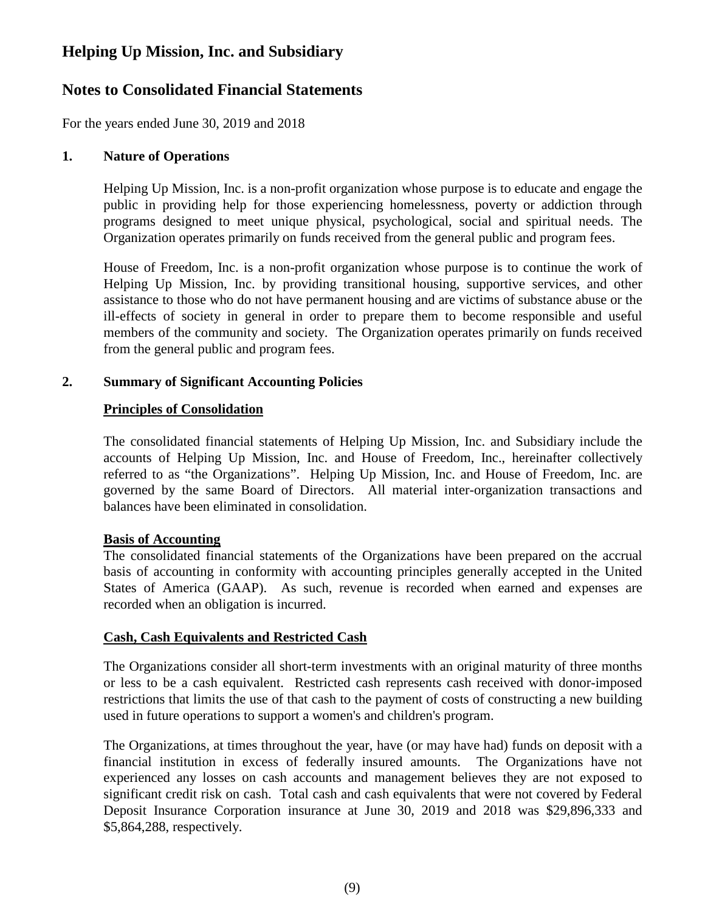# Helping Up Mission, Inc. and Subsidiary

# Notes to Consolidated Financial Statements

For the years ended June 30, 2019 and 2018

## 1. Nature of Operations

Helping Up Mission, Inc. is a non-profit organization whose purpose is to educate and engage the public in providing help for those experiencing homelessness, poverty or addiction through programs designed to meet unique physical, psychological, social and spiritual needs. The Organization operates primarily on funds received from the general public and program fees.

House of Freedom, Inc. is a non-profit organization whose purpose is to continue the work of Helping Up Mission, Inc. by providing transitional housing, supportive services, and other assistance to those who do not have permanent housing and are victims of substance abuse or the ill-effects of society in general in order to prepare them to become responsible and useful members of the community and society. The Organization operates primarily on funds received from the general public and program fees.

## 2. Summary of Significant Accounting Policies

### Principles of Consolidation

The consolidated financial statements of Helping Up Mission, Inc. and Subsidiary include the accounts of Helping Up Mission, Inc. and House of Freedom, Inc., hereinafter collectively referred to as "the Organizations". Helping Up Mission, Inc. and House of Freedom, Inc. are governed by the same Board of Directors. All material inter-organization transactions and balances have been eliminated in consolidation.

### Basis of Accounting

The consolidated financial statements of the Organizations have been prepared on the accrual basis of accounting in conformity with accounting principles generally accepted in the United States of America (GAAP). As such, revenue is recorded when earned and expenses are recorded when an obligation is incurred.

### Cash, Cash Equivalents and Restricted Cash

The Organizations consider all short-term investments with an original maturity of three months or less to be a cash equivalent. Restricted cash represents cash received with donor-imposed restrictions that limits the use of that cash to the payment of costs of constructing a new building used in future operations to support a women's and children's program.

The Organizations, at times throughout the year, have (or may have had) funds on deposit with a financial institution in excess of federally insured amounts. The Organizations have not experienced any losses on cash accounts and management believes they are not exposed to significant credit risk on cash. Total cash and cash equivalents that were not covered by Federal Deposit Insurance Corporation insurance at June 30, 2019 and 2018 was $29,896,333 and $5,864,288, respectively.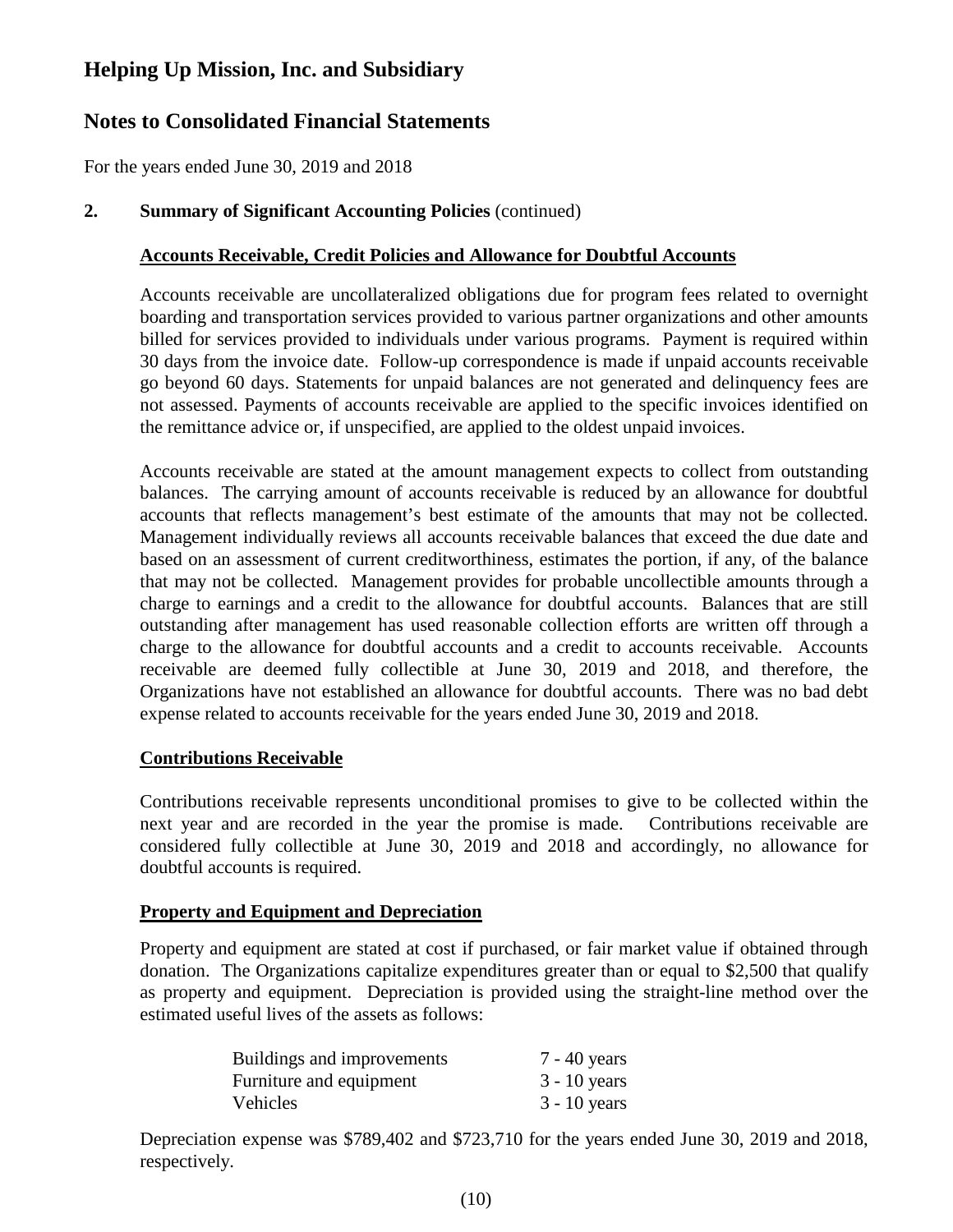# Helping Up Mission, Inc. and Subsidiary

## Notes to Consolidated Financial Statements

For the years ended June 30, 2019 and 2018

**2. Summary of Significant Accounting Policies** (continued)

**Accounts Receivable, Credit Policies and Allowance for Doubtful Accounts**

Accounts receivable are uncollateralized obligations due for program fees related to overnight boarding and transportation services provided to various partner organizations and other amounts billed for services provided to individuals under various programs. Payment is required within 30 days from the invoice date. Follow-up correspondence is made if unpaid accounts receivable go beyond 60 days. Statements for unpaid balances are not generated and delinquency fees are not assessed. Payments of accounts receivable are applied to the specific invoices identified on the remittance advice or, if unspecified, are applied to the oldest unpaid invoices.

Accounts receivable are stated at the amount management expects to collect from outstanding balances. The carrying amount of accounts receivable is reduced by an allowance for doubtful accounts that reflects management's best estimate of the amounts that may not be collected. Management individually reviews all accounts receivable balances that exceed the due date and based on an assessment of current creditworthiness, estimates the portion, if any, of the balance that may not be collected. Management provides for probable uncollectible amounts through a charge to earnings and a credit to the allowance for doubtful accounts. Balances that are still outstanding after management has used reasonable collection efforts are written off through a charge to the allowance for doubtful accounts and a credit to accounts receivable. Accounts receivable are deemed fully collectible at June 30, 2019 and 2018, and therefore, the Organizations have not established an allowance for doubtful accounts. There was no bad debt expense related to accounts receivable for the years ended June 30, 2019 and 2018.

**Contributions Receivable**

Contributions receivable represents unconditional promises to give to be collected within the next year and are recorded in the year the promise is made. Contributions receivable are considered fully collectible at June 30, 2019 and 2018 and accordingly, no allowance for doubtful accounts is required.

**Property and Equipment and Depreciation**

Property and equipment are stated at cost if purchased, or fair market value if obtained through donation. The Organizations capitalize expenditures greater than or equal to $2,500 that qualify as property and equipment. Depreciation is provided using the straight-line method over the estimated useful lives of the assets as follows:

| | |
|---|---|
| Buildings and improvements | 7 - 40 years |
| Furniture and equipment | 3 - 10 years |
| Vehicles | 3 - 10 years |

Depreciation expense was $789,402 and $723,710 for the years ended June 30, 2019 and 2018, respectively.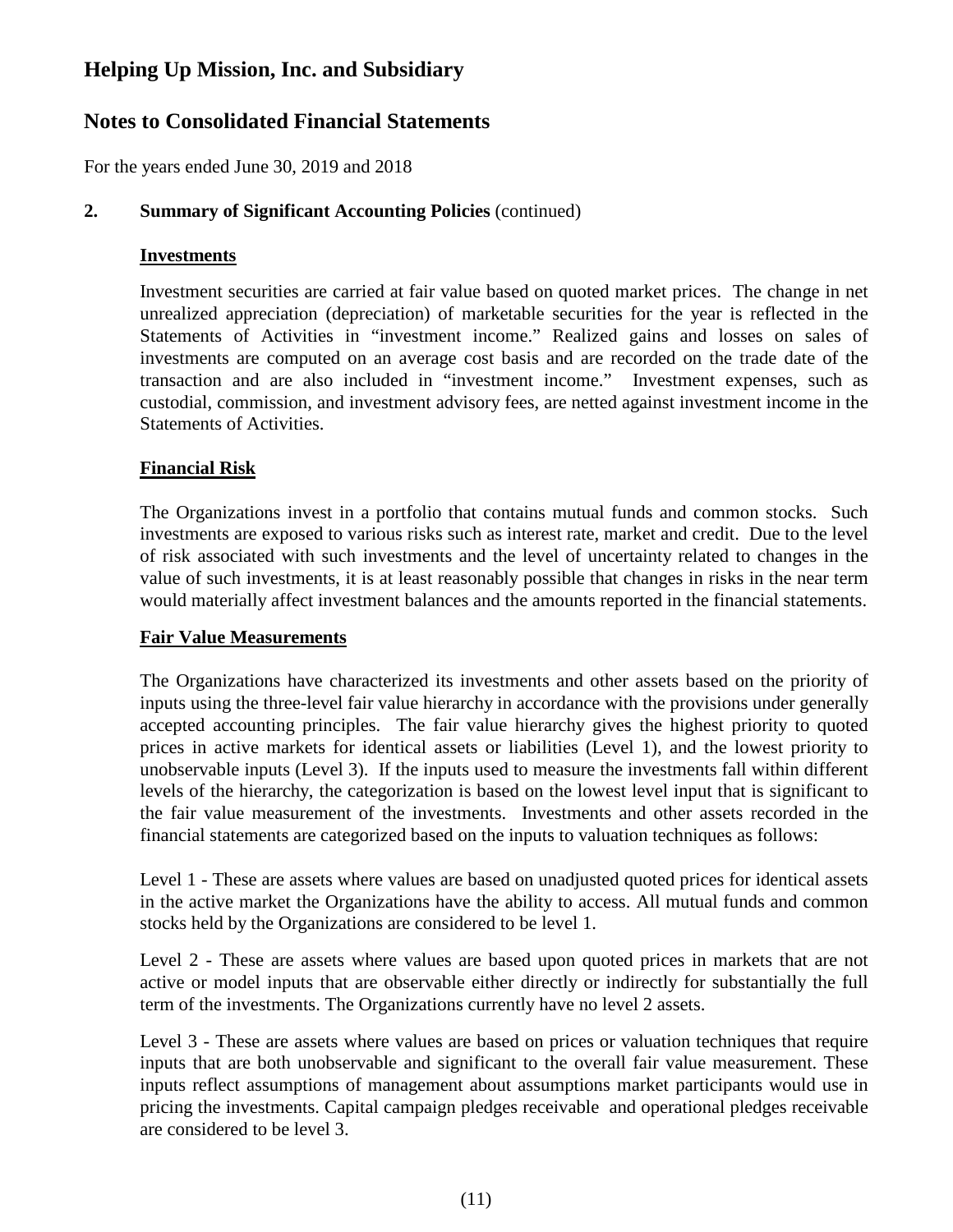# Helping Up Mission, Inc. and Subsidiary

## Notes to Consolidated Financial Statements

For the years ended June 30, 2019 and 2018

**2. Summary of Significant Accounting Policies** (continued)

**Investments**

Investment securities are carried at fair value based on quoted market prices. The change in net unrealized appreciation (depreciation) of marketable securities for the year is reflected in the Statements of Activities in "investment income." Realized gains and losses on sales of investments are computed on an average cost basis and are recorded on the trade date of the transaction and are also included in "investment income." Investment expenses, such as custodial, commission, and investment advisory fees, are netted against investment income in the Statements of Activities.

**Financial Risk**

The Organizations invest in a portfolio that contains mutual funds and common stocks. Such investments are exposed to various risks such as interest rate, market and credit. Due to the level of risk associated with such investments and the level of uncertainty related to changes in the value of such investments, it is at least reasonably possible that changes in risks in the near term would materially affect investment balances and the amounts reported in the financial statements.

**Fair Value Measurements**

The Organizations have characterized its investments and other assets based on the priority of inputs using the three-level fair value hierarchy in accordance with the provisions under generally accepted accounting principles. The fair value hierarchy gives the highest priority to quoted prices in active markets for identical assets or liabilities (Level 1), and the lowest priority to unobservable inputs (Level 3). If the inputs used to measure the investments fall within different levels of the hierarchy, the categorization is based on the lowest level input that is significant to the fair value measurement of the investments. Investments and other assets recorded in the financial statements are categorized based on the inputs to valuation techniques as follows:

Level 1 - These are assets where values are based on unadjusted quoted prices for identical assets in the active market the Organizations have the ability to access. All mutual funds and common stocks held by the Organizations are considered to be level 1.

Level 2 - These are assets where values are based upon quoted prices in markets that are not active or model inputs that are observable either directly or indirectly for substantially the full term of the investments. The Organizations currently have no level 2 assets.

Level 3 - These are assets where values are based on prices or valuation techniques that require inputs that are both unobservable and significant to the overall fair value measurement. These inputs reflect assumptions of management about assumptions market participants would use in pricing the investments. Capital campaign pledges receivable and operational pledges receivable are considered to be level 3.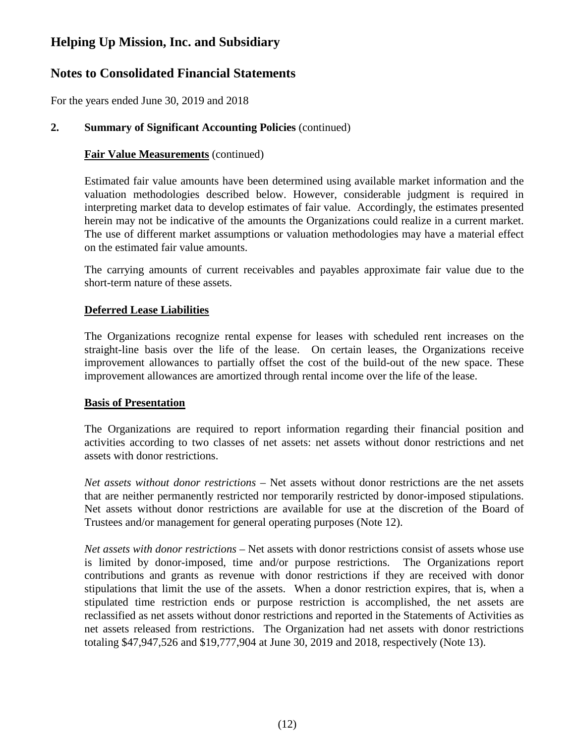# Helping Up Mission, Inc. and Subsidiary

## Notes to Consolidated Financial Statements

For the years ended June 30, 2019 and 2018

**2. Summary of Significant Accounting Policies** (continued)

**Fair Value Measurements** (continued)

Estimated fair value amounts have been determined using available market information and the valuation methodologies described below. However, considerable judgment is required in interpreting market data to develop estimates of fair value. Accordingly, the estimates presented herein may not be indicative of the amounts the Organizations could realize in a current market. The use of different market assumptions or valuation methodologies may have a material effect on the estimated fair value amounts.

The carrying amounts of current receivables and payables approximate fair value due to the short-term nature of these assets.

**Deferred Lease Liabilities**

The Organizations recognize rental expense for leases with scheduled rent increases on the straight-line basis over the life of the lease. On certain leases, the Organizations receive improvement allowances to partially offset the cost of the build-out of the new space. These improvement allowances are amortized through rental income over the life of the lease.

**Basis of Presentation**

The Organizations are required to report information regarding their financial position and activities according to two classes of net assets: net assets without donor restrictions and net assets with donor restrictions.

*Net assets without donor restrictions* – Net assets without donor restrictions are the net assets that are neither permanently restricted nor temporarily restricted by donor-imposed stipulations. Net assets without donor restrictions are available for use at the discretion of the Board of Trustees and/or management for general operating purposes (Note 12).

*Net assets with donor restrictions* – Net assets with donor restrictions consist of assets whose use is limited by donor-imposed, time and/or purpose restrictions. The Organizations report contributions and grants as revenue with donor restrictions if they are received with donor stipulations that limit the use of the assets. When a donor restriction expires, that is, when a stipulated time restriction ends or purpose restriction is accomplished, the net assets are reclassified as net assets without donor restrictions and reported in the Statements of Activities as net assets released from restrictions. The Organization had net assets with donor restrictions totaling $47,947,526 and $19,777,904 at June 30, 2019 and 2018, respectively (Note 13).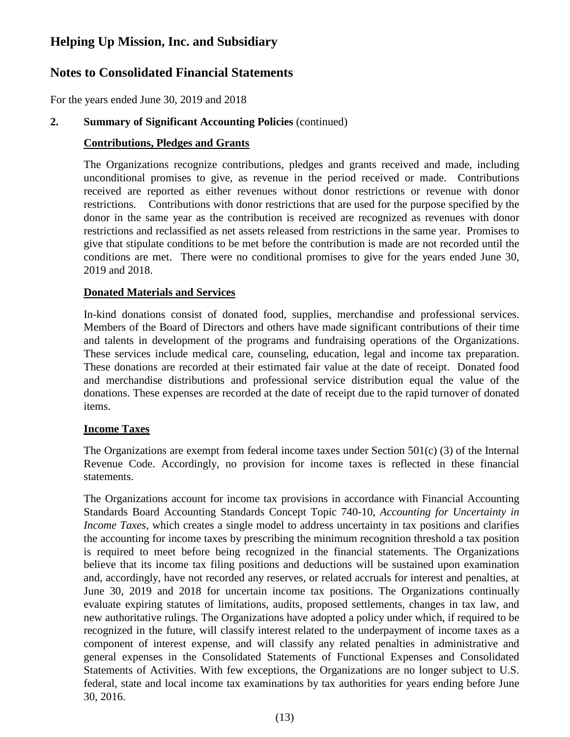# Helping Up Mission, Inc. and Subsidiary

# Notes to Consolidated Financial Statements

For the years ended June 30, 2019 and 2018

## 2. Summary of Significant Accounting Policies (continued)

### Contributions, Pledges and Grants

The Organizations recognize contributions, pledges and grants received and made, including unconditional promises to give, as revenue in the period received or made. Contributions received are reported as either revenues without donor restrictions or revenue with donor restrictions. Contributions with donor restrictions that are used for the purpose specified by the donor in the same year as the contribution is received are recognized as revenues with donor restrictions and reclassified as net assets released from restrictions in the same year. Promises to give that stipulate conditions to be met before the contribution is made are not recorded until the conditions are met. There were no conditional promises to give for the years ended June 30, 2019 and 2018.

### Donated Materials and Services

In-kind donations consist of donated food, supplies, merchandise and professional services. Members of the Board of Directors and others have made significant contributions of their time and talents in development of the programs and fundraising operations of the Organizations. These services include medical care, counseling, education, legal and income tax preparation. These donations are recorded at their estimated fair value at the date of receipt. Donated food and merchandise distributions and professional service distribution equal the value of the donations. These expenses are recorded at the date of receipt due to the rapid turnover of donated items.

### Income Taxes

The Organizations are exempt from federal income taxes under Section 501(c) (3) of the Internal Revenue Code. Accordingly, no provision for income taxes is reflected in these financial statements.

The Organizations account for income tax provisions in accordance with Financial Accounting Standards Board Accounting Standards Concept Topic 740-10, *Accounting for Uncertainty in Income Taxes*, which creates a single model to address uncertainty in tax positions and clarifies the accounting for income taxes by prescribing the minimum recognition threshold a tax position is required to meet before being recognized in the financial statements. The Organizations believe that its income tax filing positions and deductions will be sustained upon examination and, accordingly, have not recorded any reserves, or related accruals for interest and penalties, at June 30, 2019 and 2018 for uncertain income tax positions. The Organizations continually evaluate expiring statutes of limitations, audits, proposed settlements, changes in tax law, and new authoritative rulings. The Organizations have adopted a policy under which, if required to be recognized in the future, will classify interest related to the underpayment of income taxes as a component of interest expense, and will classify any related penalties in administrative and general expenses in the Consolidated Statements of Functional Expenses and Consolidated Statements of Activities. With few exceptions, the Organizations are no longer subject to U.S. federal, state and local income tax examinations by tax authorities for years ending before June 30, 2016.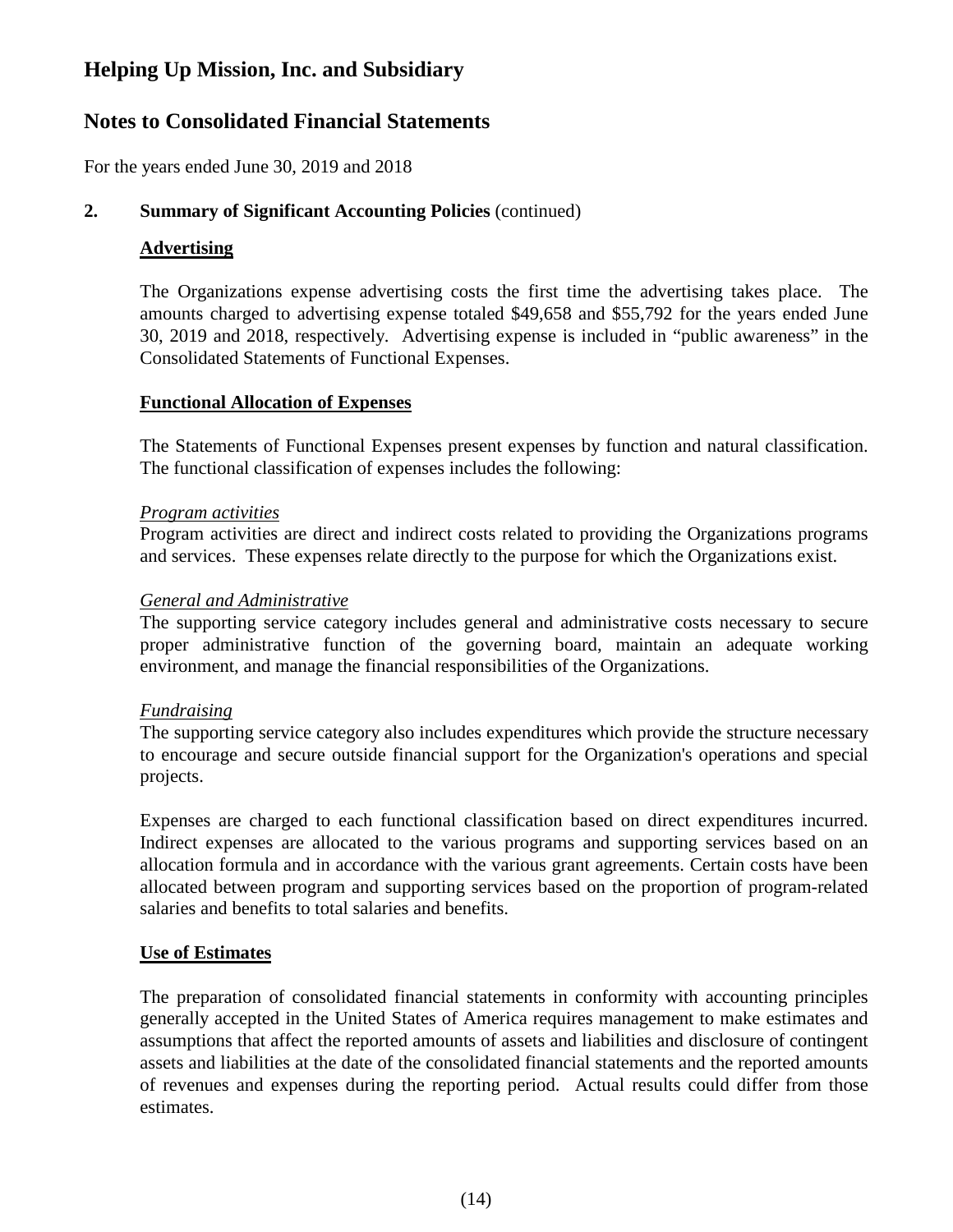# Helping Up Mission, Inc. and Subsidiary

## Notes to Consolidated Financial Statements

For the years ended June 30, 2019 and 2018

### 2. Summary of Significant Accounting Policies (continued)

**Advertising**

The Organizations expense advertising costs the first time the advertising takes place. The amounts charged to advertising expense totaled $49,658 and $55,792 for the years ended June 30, 2019 and 2018, respectively. Advertising expense is included in "public awareness" in the Consolidated Statements of Functional Expenses.

**Functional Allocation of Expenses**

The Statements of Functional Expenses present expenses by function and natural classification. The functional classification of expenses includes the following:

*Program activities*
Program activities are direct and indirect costs related to providing the Organizations programs and services. These expenses relate directly to the purpose for which the Organizations exist.

*General and Administrative*
The supporting service category includes general and administrative costs necessary to secure proper administrative function of the governing board, maintain an adequate working environment, and manage the financial responsibilities of the Organizations.

*Fundraising*
The supporting service category also includes expenditures which provide the structure necessary to encourage and secure outside financial support for the Organization's operations and special projects.

Expenses are charged to each functional classification based on direct expenditures incurred. Indirect expenses are allocated to the various programs and supporting services based on an allocation formula and in accordance with the various grant agreements. Certain costs have been allocated between program and supporting services based on the proportion of program-related salaries and benefits to total salaries and benefits.

**Use of Estimates**

The preparation of consolidated financial statements in conformity with accounting principles generally accepted in the United States of America requires management to make estimates and assumptions that affect the reported amounts of assets and liabilities and disclosure of contingent assets and liabilities at the date of the consolidated financial statements and the reported amounts of revenues and expenses during the reporting period. Actual results could differ from those estimates.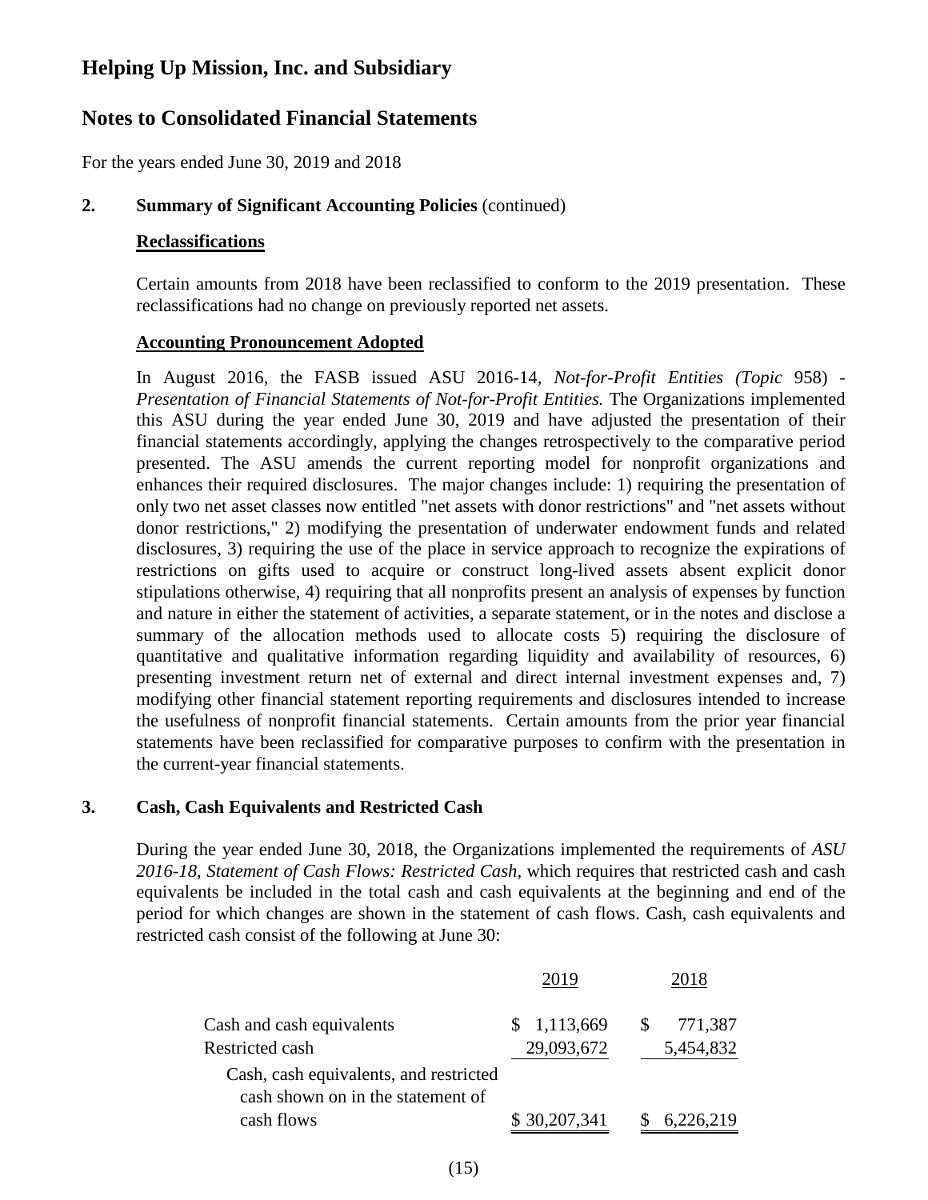# Helping Up Mission, Inc. and Subsidiary

## Notes to Consolidated Financial Statements

For the years ended June 30, 2019 and 2018

**2. Summary of Significant Accounting Policies** (continued)

**Reclassifications**

Certain amounts from 2018 have been reclassified to conform to the 2019 presentation. These reclassifications had no change on previously reported net assets.

**Accounting Pronouncement Adopted**

In August 2016, the FASB issued ASU 2016-14, *Not-for-Profit Entities (Topic* 958) - *Presentation of Financial Statements of Not-for-Profit Entities.* The Organizations implemented this ASU during the year ended June 30, 2019 and have adjusted the presentation of their financial statements accordingly, applying the changes retrospectively to the comparative period presented. The ASU amends the current reporting model for nonprofit organizations and enhances their required disclosures. The major changes include: 1) requiring the presentation of only two net asset classes now entitled "net assets with donor restrictions" and "net assets without donor restrictions," 2) modifying the presentation of underwater endowment funds and related disclosures, 3) requiring the use of the place in service approach to recognize the expirations of restrictions on gifts used to acquire or construct long-lived assets absent explicit donor stipulations otherwise, 4) requiring that all nonprofits present an analysis of expenses by function and nature in either the statement of activities, a separate statement, or in the notes and disclose a summary of the allocation methods used to allocate costs 5) requiring the disclosure of quantitative and qualitative information regarding liquidity and availability of resources, 6) presenting investment return net of external and direct internal investment expenses and, 7) modifying other financial statement reporting requirements and disclosures intended to increase the usefulness of nonprofit financial statements. Certain amounts from the prior year financial statements have been reclassified for comparative purposes to confirm with the presentation in the current-year financial statements.

**3. Cash, Cash Equivalents and Restricted Cash**

During the year ended June 30, 2018, the Organizations implemented the requirements of *ASU 2016-18, Statement of Cash Flows: Restricted Cash*, which requires that restricted cash and cash equivalents be included in the total cash and cash equivalents at the beginning and end of the period for which changes are shown in the statement of cash flows. Cash, cash equivalents and restricted cash consist of the following at June 30:

| | 2019 | 2018 |
|---|---|---|
| Cash and cash equivalents | $ 1,113,669 | $ 771,387 |
| Restricted cash | 29,093,672 | 5,454,832 |
| Cash, cash equivalents, and restricted cash shown on in the statement of cash flows | $ 30,207,341 | $ 6,226,219 |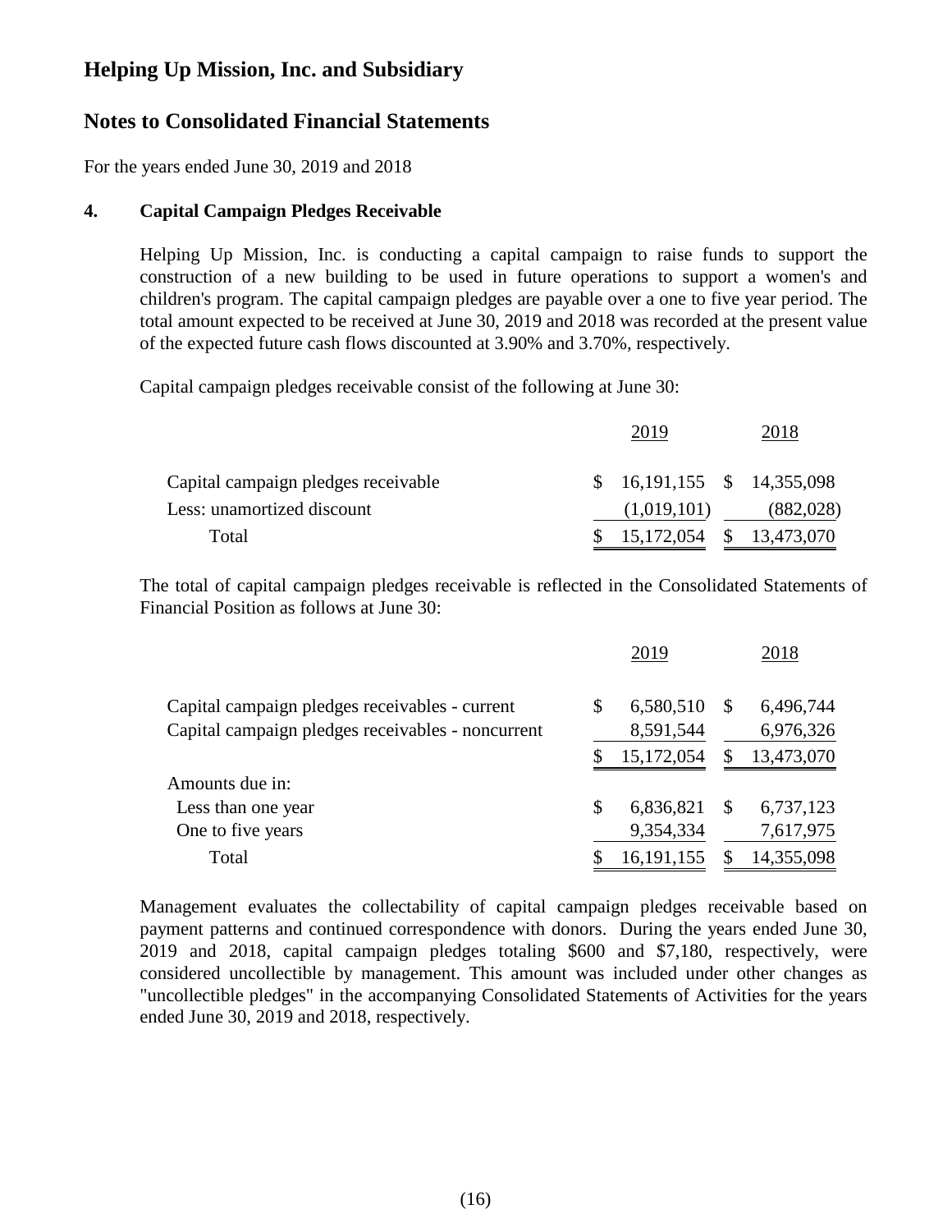# Helping Up Mission, Inc. and Subsidiary

## Notes to Consolidated Financial Statements

For the years ended June 30, 2019 and 2018

### 4. Capital Campaign Pledges Receivable

Helping Up Mission, Inc. is conducting a capital campaign to raise funds to support the construction of a new building to be used in future operations to support a women's and children's program. The capital campaign pledges are payable over a one to five year period. The total amount expected to be received at June 30, 2019 and 2018 was recorded at the present value of the expected future cash flows discounted at 3.90% and 3.70%, respectively.

Capital campaign pledges receivable consist of the following at June 30:

| | 2019 | 2018 |
|---|---|---|
| Capital campaign pledges receivable | $ 16,191,155 | $ 14,355,098 |
| Less: unamortized discount | (1,019,101) | (882,028) |
| Total | $ 15,172,054 | $ 13,473,070 |

The total of capital campaign pledges receivable is reflected in the Consolidated Statements of Financial Position as follows at June 30:

| | 2019 | 2018 |
|---|---|---|
| Capital campaign pledges receivables - current | $ 6,580,510 | $ 6,496,744 |
| Capital campaign pledges receivables - noncurrent | 8,591,544 | 6,976,326 |
| | $ 15,172,054 | $ 13,473,070 |
| Amounts due in: | | |
| Less than one year | $ 6,836,821 | $ 6,737,123 |
| One to five years | 9,354,334 | 7,617,975 |
| Total | $ 16,191,155 | $ 14,355,098 |

Management evaluates the collectability of capital campaign pledges receivable based on payment patterns and continued correspondence with donors. During the years ended June 30, 2019 and 2018, capital campaign pledges totaling $600 and $7,180, respectively, were considered uncollectible by management. This amount was included under other changes as "uncollectible pledges" in the accompanying Consolidated Statements of Activities for the years ended June 30, 2019 and 2018, respectively.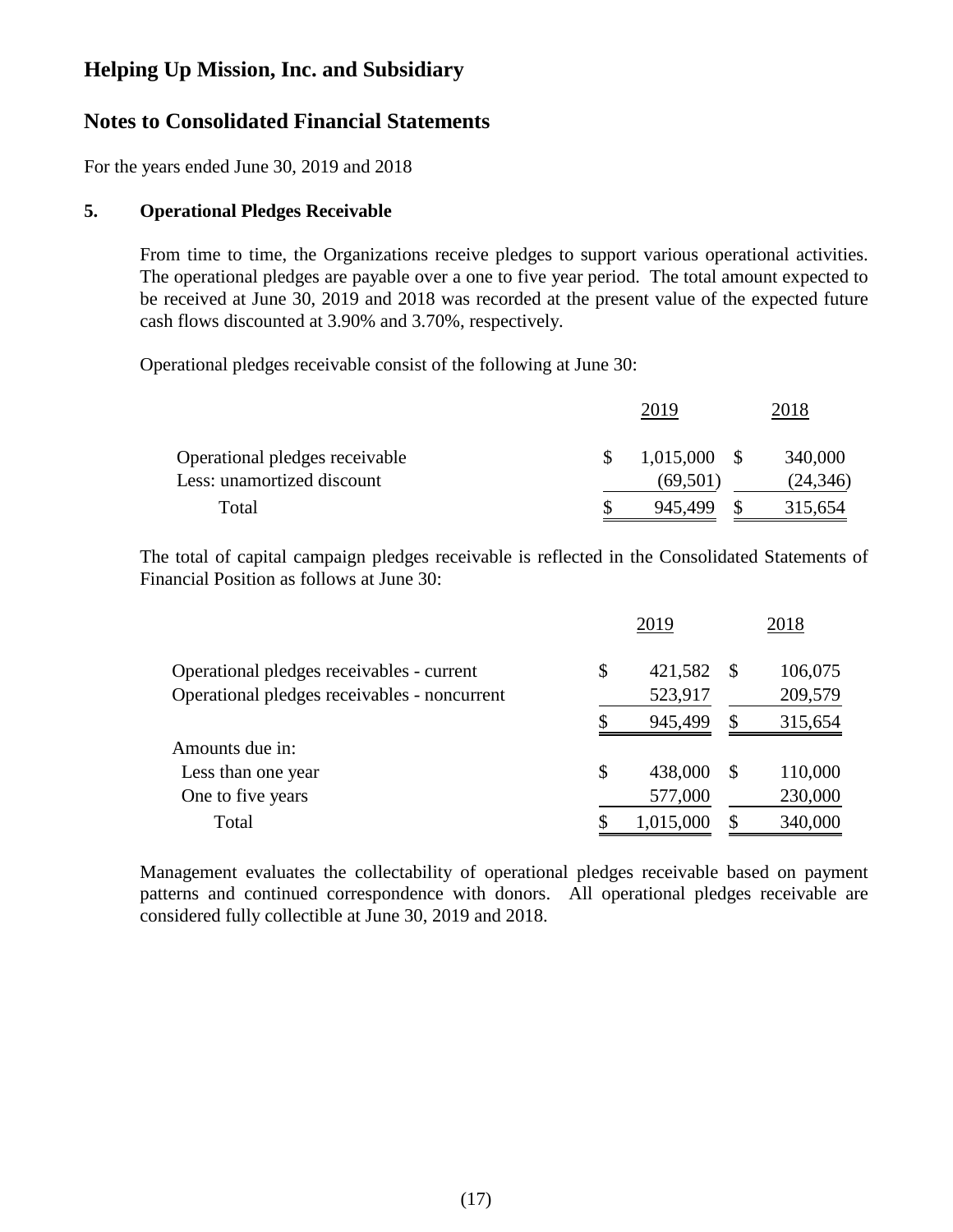# Helping Up Mission, Inc. and Subsidiary

## Notes to Consolidated Financial Statements

For the years ended June 30, 2019 and 2018

### 5. Operational Pledges Receivable

From time to time, the Organizations receive pledges to support various operational activities. The operational pledges are payable over a one to five year period. The total amount expected to be received at June 30, 2019 and 2018 was recorded at the present value of the expected future cash flows discounted at 3.90% and 3.70%, respectively.

Operational pledges receivable consist of the following at June 30:

| | 2019 | 2018 |
|---|---|---|
| Operational pledges receivable | $ 1,015,000 | $ 340,000 |
| Less: unamortized discount | (69,501) | (24,346) |
| Total | $ 945,499 | $ 315,654 |

The total of capital campaign pledges receivable is reflected in the Consolidated Statements of Financial Position as follows at June 30:

| | 2019 | 2018 |
|---|---|---|
| Operational pledges receivables - current | $ 421,582 | $ 106,075 |
| Operational pledges receivables - noncurrent | 523,917 | 209,579 |
| | $ 945,499 | $ 315,654 |
| Amounts due in: | | |
| Less than one year | $ 438,000 | $ 110,000 |
| One to five years | 577,000 | 230,000 |
| Total | $ 1,015,000 | $ 340,000 |

Management evaluates the collectability of operational pledges receivable based on payment patterns and continued correspondence with donors. All operational pledges receivable are considered fully collectible at June 30, 2019 and 2018.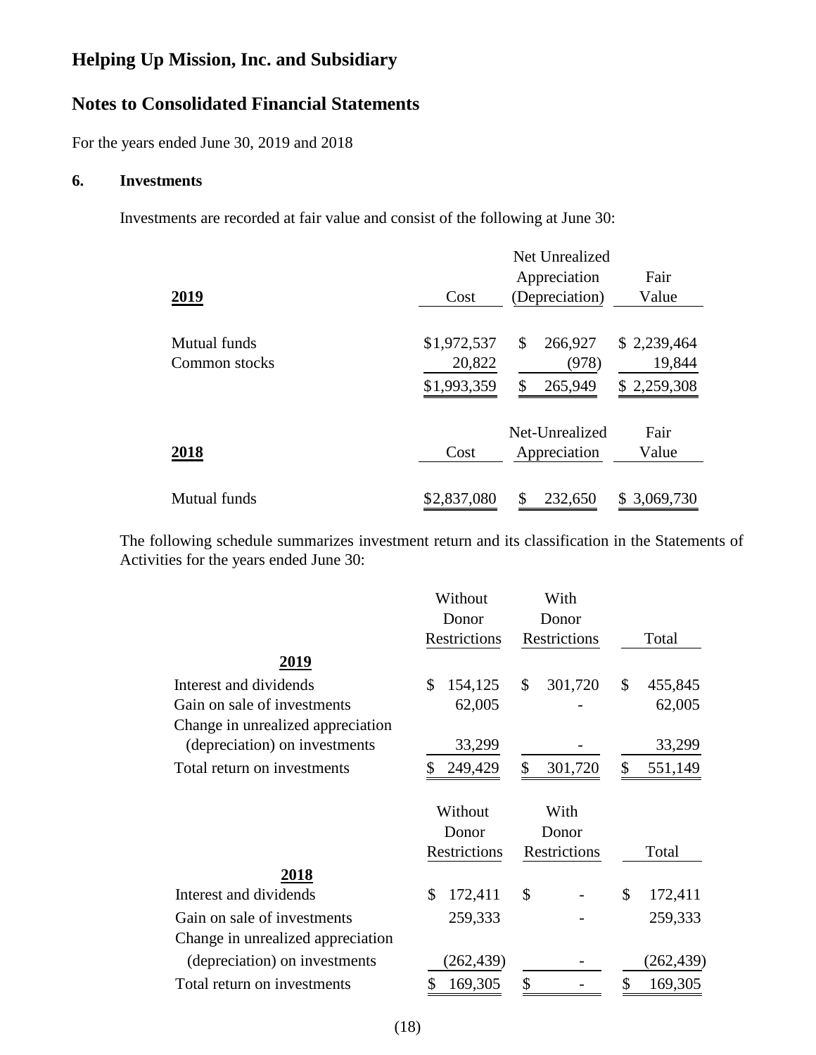# Helping Up Mission, Inc. and Subsidiary

## Notes to Consolidated Financial Statements

For the years ended June 30, 2019 and 2018

### 6. Investments

Investments are recorded at fair value and consist of the following at June 30:

| **2019** | Cost | Net Unrealized Appreciation (Depreciation) | Fair Value |
|---|---|---|---|
| Mutual funds | $1,972,537 | $ 266,927 | $ 2,239,464 |
| Common stocks | 20,822 | (978) | 19,844 |
| | $1,993,359 | $ 265,949 | $ 2,259,308 |

| **2018** | Cost | Net-Unrealized Appreciation | Fair Value |
|---|---|---|---|
| Mutual funds | $2,837,080 | $ 232,650 | $ 3,069,730 |

The following schedule summarizes investment return and its classification in the Statements of Activities for the years ended June 30:

| **2019** | Without Donor Restrictions | With Donor Restrictions | Total |
|---|---|---|---|
| Interest and dividends | $ 154,125 | $ 301,720 | $ 455,845 |
| Gain on sale of investments | 62,005 | - | 62,005 |
| Change in unrealized appreciation (depreciation) on investments | 33,299 | - | 33,299 |
| Total return on investments | $ 249,429 | $ 301,720 | $ 551,149 |

| **2018** | Without Donor Restrictions | With Donor Restrictions | Total |
|---|---|---|---|
| Interest and dividends | $ 172,411 | $ - | $ 172,411 |
| Gain on sale of investments | 259,333 | - | 259,333 |
| Change in unrealized appreciation (depreciation) on investments | (262,439) | - | (262,439) |
| Total return on investments | $ 169,305 | $ - | $ 169,305 |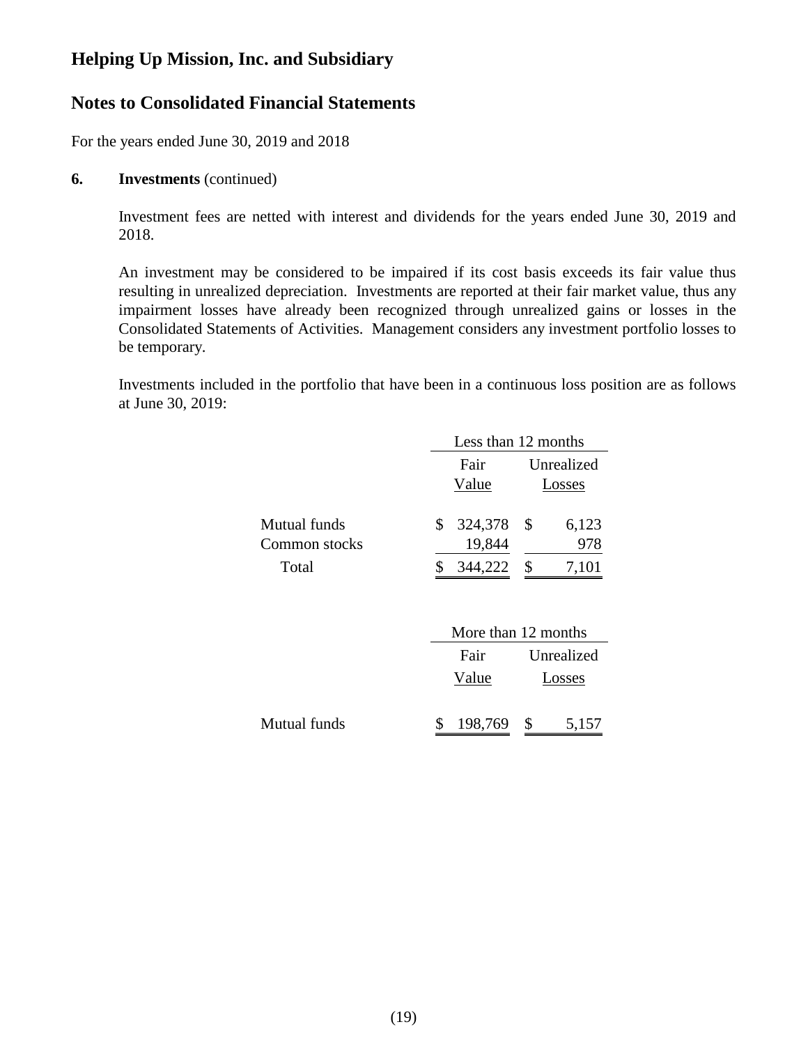# Helping Up Mission, Inc. and Subsidiary

## Notes to Consolidated Financial Statements

For the years ended June 30, 2019 and 2018

**6. Investments** (continued)

Investment fees are netted with interest and dividends for the years ended June 30, 2019 and 2018.

An investment may be considered to be impaired if its cost basis exceeds its fair value thus resulting in unrealized depreciation. Investments are reported at their fair market value, thus any impairment losses have already been recognized through unrealized gains or losses in the Consolidated Statements of Activities. Management considers any investment portfolio losses to be temporary.

Investments included in the portfolio that have been in a continuous loss position are as follows at June 30, 2019:

| | Less than 12 months | |
|---|---|---|
| | Fair Value | Unrealized Losses |
| Mutual funds | $ 324,378 | $ 6,123 |
| Common stocks | 19,844 | 978 |
| Total | $ 344,222 | $ 7,101 |

| | More than 12 months | |
|---|---|---|
| | Fair Value | Unrealized Losses |
| Mutual funds | $ 198,769 | $ 5,157 |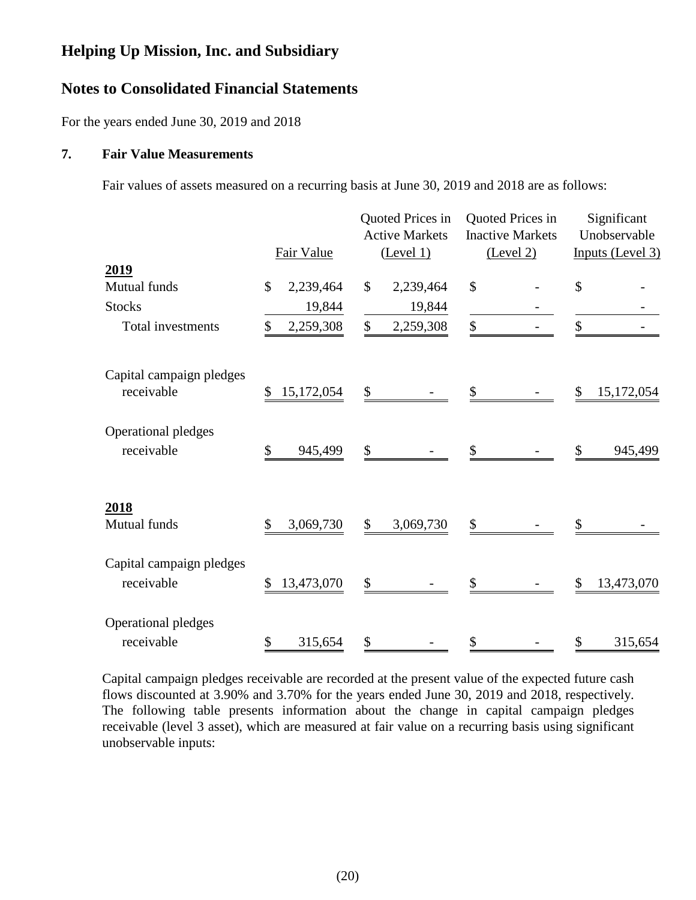# Helping Up Mission, Inc. and Subsidiary

# Notes to Consolidated Financial Statements

For the years ended June 30, 2019 and 2018

### 7. Fair Value Measurements

Fair values of assets measured on a recurring basis at June 30, 2019 and 2018 are as follows:

| | Fair Value | Quoted Prices in Active Markets (Level 1) | Quoted Prices in Inactive Markets (Level 2) | Significant Unobservable Inputs (Level 3) |
|---|---|---|---|---|
| **2019** | | | | |
| Mutual funds | $ 2,239,464 | $ 2,239,464 | $ - | $ - |
| Stocks | 19,844 | 19,844 | - | - |
| Total investments | $ 2,259,308 | $ 2,259,308 | $ - | $ - |
| Capital campaign pledges receivable | $ 15,172,054 | $ - | $ - | $ 15,172,054 |
| Operational pledges receivable | $ 945,499 | $ - | $ - | $ 945,499 |
| **2018** | | | | |
| Mutual funds | $ 3,069,730 | $ 3,069,730 | $ - | $ - |
| Capital campaign pledges receivable | $ 13,473,070 | $ - | $ - | $ 13,473,070 |
| Operational pledges receivable | $ 315,654 | $ - | $ - | $ 315,654 |

Capital campaign pledges receivable are recorded at the present value of the expected future cash flows discounted at 3.90% and 3.70% for the years ended June 30, 2019 and 2018, respectively. The following table presents information about the change in capital campaign pledges receivable (level 3 asset), which are measured at fair value on a recurring basis using significant unobservable inputs: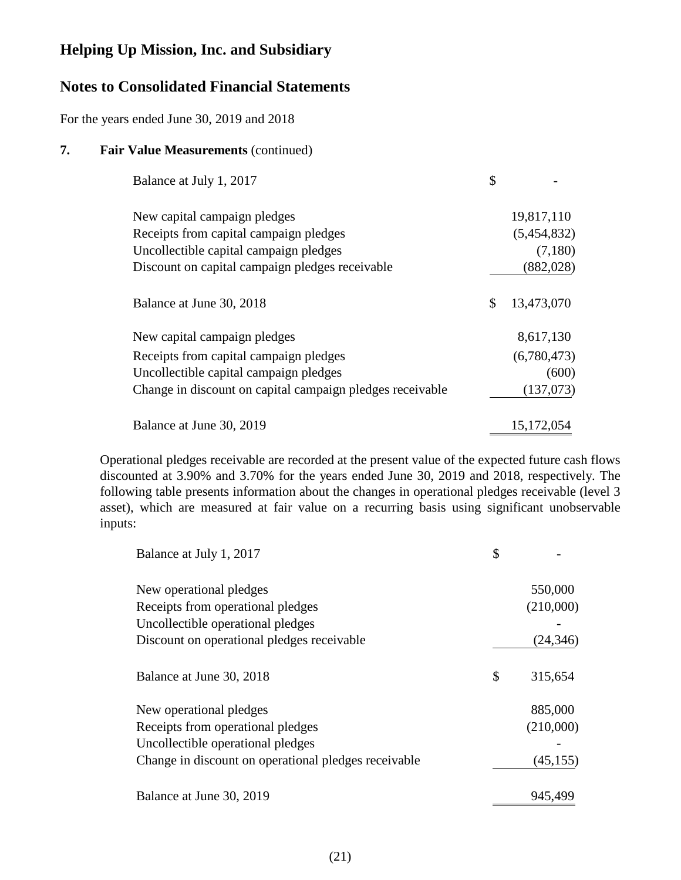# Helping Up Mission, Inc. and Subsidiary

## Notes to Consolidated Financial Statements

For the years ended June 30, 2019 and 2018

### 7. Fair Value Measurements (continued)

| | |
|---|---|
| Balance at July 1, 2017 | $ - |
| New capital campaign pledges | 19,817,110 |
| Receipts from capital campaign pledges | (5,454,832) |
| Uncollectible capital campaign pledges | (7,180) |
| Discount on capital campaign pledges receivable | (882,028) |
| Balance at June 30, 2018 | $ 13,473,070 |
| New capital campaign pledges | 8,617,130 |
| Receipts from capital campaign pledges | (6,780,473) |
| Uncollectible capital campaign pledges | (600) |
| Change in discount on capital campaign pledges receivable | (137,073) |
| Balance at June 30, 2019 | 15,172,054 |

Operational pledges receivable are recorded at the present value of the expected future cash flows discounted at 3.90% and 3.70% for the years ended June 30, 2019 and 2018, respectively. The following table presents information about the changes in operational pledges receivable (level 3 asset), which are measured at fair value on a recurring basis using significant unobservable inputs:

| | |
|---|---|
| Balance at July 1, 2017 | $ - |
| New operational pledges | 550,000 |
| Receipts from operational pledges | (210,000) |
| Uncollectible operational pledges | - |
| Discount on operational pledges receivable | (24,346) |
| Balance at June 30, 2018 | $ 315,654 |
| New operational pledges | 885,000 |
| Receipts from operational pledges | (210,000) |
| Uncollectible operational pledges | - |
| Change in discount on operational pledges receivable | (45,155) |
| Balance at June 30, 2019 | 945,499 |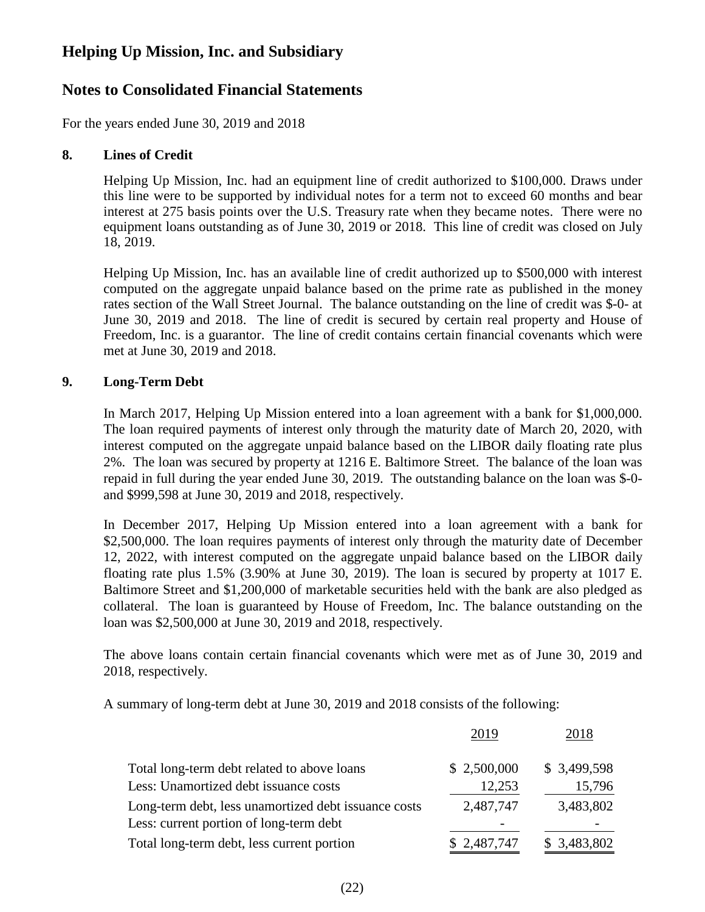# Helping Up Mission, Inc. and Subsidiary

# Notes to Consolidated Financial Statements

For the years ended June 30, 2019 and 2018

### 8. Lines of Credit

Helping Up Mission, Inc. had an equipment line of credit authorized to $100,000. Draws under this line were to be supported by individual notes for a term not to exceed 60 months and bear interest at 275 basis points over the U.S. Treasury rate when they became notes. There were no equipment loans outstanding as of June 30, 2019 or 2018. This line of credit was closed on July 18, 2019.

Helping Up Mission, Inc. has an available line of credit authorized up to $500,000 with interest computed on the aggregate unpaid balance based on the prime rate as published in the money rates section of the Wall Street Journal. The balance outstanding on the line of credit was $-0- at June 30, 2019 and 2018. The line of credit is secured by certain real property and House of Freedom, Inc. is a guarantor. The line of credit contains certain financial covenants which were met at June 30, 2019 and 2018.

### 9. Long-Term Debt

In March 2017, Helping Up Mission entered into a loan agreement with a bank for $1,000,000. The loan required payments of interest only through the maturity date of March 20, 2020, with interest computed on the aggregate unpaid balance based on the LIBOR daily floating rate plus 2%. The loan was secured by property at 1216 E. Baltimore Street. The balance of the loan was repaid in full during the year ended June 30, 2019. The outstanding balance on the loan was $-0- and $999,598 at June 30, 2019 and 2018, respectively.

In December 2017, Helping Up Mission entered into a loan agreement with a bank for $2,500,000. The loan requires payments of interest only through the maturity date of December 12, 2022, with interest computed on the aggregate unpaid balance based on the LIBOR daily floating rate plus 1.5% (3.90% at June 30, 2019). The loan is secured by property at 1017 E. Baltimore Street and $1,200,000 of marketable securities held with the bank are also pledged as collateral. The loan is guaranteed by House of Freedom, Inc. The balance outstanding on the loan was $2,500,000 at June 30, 2019 and 2018, respectively.

The above loans contain certain financial covenants which were met as of June 30, 2019 and 2018, respectively.

A summary of long-term debt at June 30, 2019 and 2018 consists of the following:

| | 2019 | 2018 |
|---|---|---|
| Total long-term debt related to above loans | $ 2,500,000 | $ 3,499,598 |
| Less: Unamortized debt issuance costs | 12,253 | 15,796 |
| Long-term debt, less unamortized debt issuance costs | 2,487,747 | 3,483,802 |
| Less: current portion of long-term debt | - | - |
| Total long-term debt, less current portion | $ 2,487,747 | $ 3,483,802 |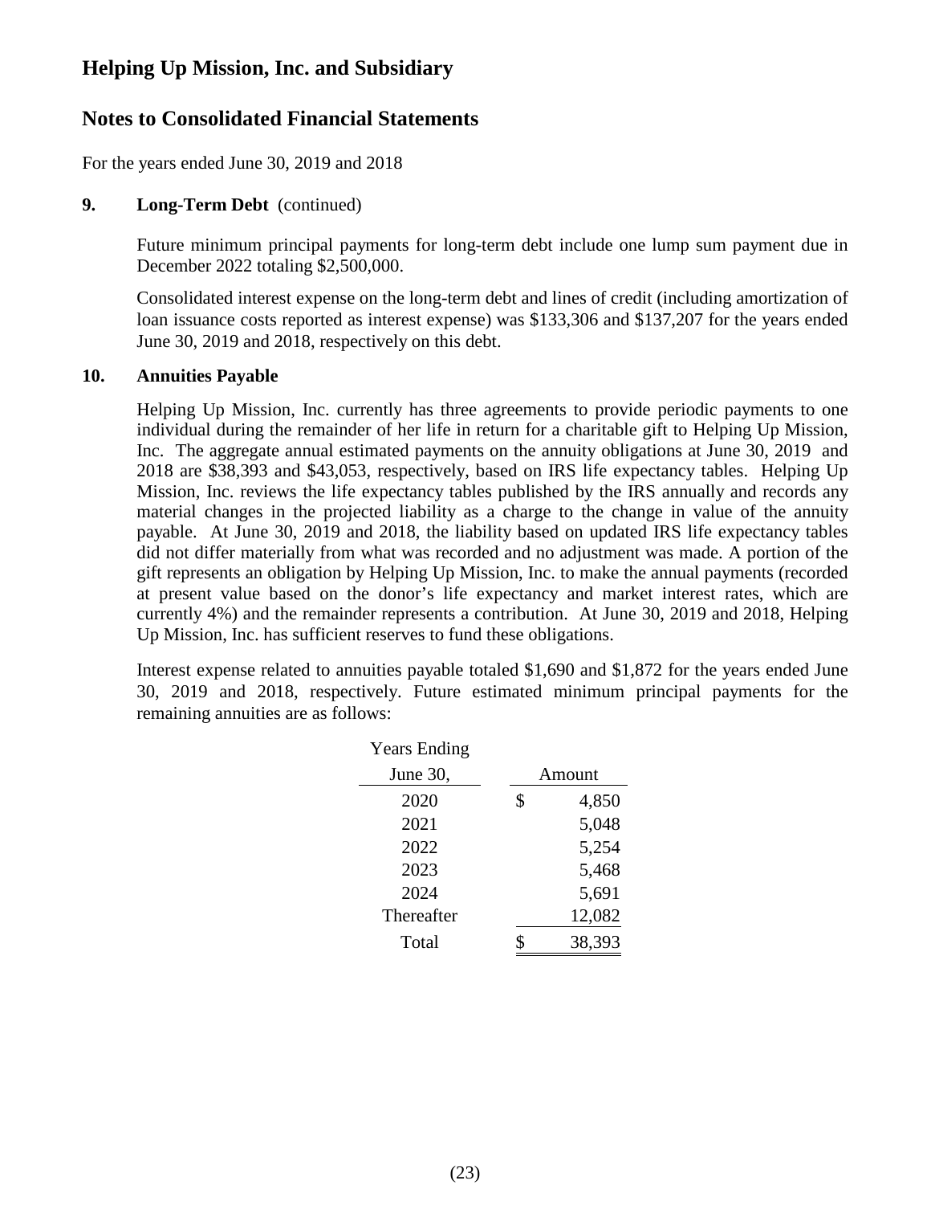# Helping Up Mission, Inc. and Subsidiary

## Notes to Consolidated Financial Statements

For the years ended June 30, 2019 and 2018

### 9. Long-Term Debt (continued)

Future minimum principal payments for long-term debt include one lump sum payment due in December 2022 totaling $2,500,000.

Consolidated interest expense on the long-term debt and lines of credit (including amortization of loan issuance costs reported as interest expense) was $133,306 and $137,207 for the years ended June 30, 2019 and 2018, respectively on this debt.

### 10. Annuities Payable

Helping Up Mission, Inc. currently has three agreements to provide periodic payments to one individual during the remainder of her life in return for a charitable gift to Helping Up Mission, Inc. The aggregate annual estimated payments on the annuity obligations at June 30, 2019 and 2018 are $38,393 and $43,053, respectively, based on IRS life expectancy tables. Helping Up Mission, Inc. reviews the life expectancy tables published by the IRS annually and records any material changes in the projected liability as a charge to the change in value of the annuity payable. At June 30, 2019 and 2018, the liability based on updated IRS life expectancy tables did not differ materially from what was recorded and no adjustment was made. A portion of the gift represents an obligation by Helping Up Mission, Inc. to make the annual payments (recorded at present value based on the donor's life expectancy and market interest rates, which are currently 4%) and the remainder represents a contribution. At June 30, 2019 and 2018, Helping Up Mission, Inc. has sufficient reserves to fund these obligations.

Interest expense related to annuities payable totaled $1,690 and $1,872 for the years ended June 30, 2019 and 2018, respectively. Future estimated minimum principal payments for the remaining annuities are as follows:

| Years Ending June 30, | Amount |
|---|---|
| 2020 | $ 4,850 |
| 2021 | 5,048 |
| 2022 | 5,254 |
| 2023 | 5,468 |
| 2024 | 5,691 |
| Thereafter | 12,082 |
| Total | $ 38,393 |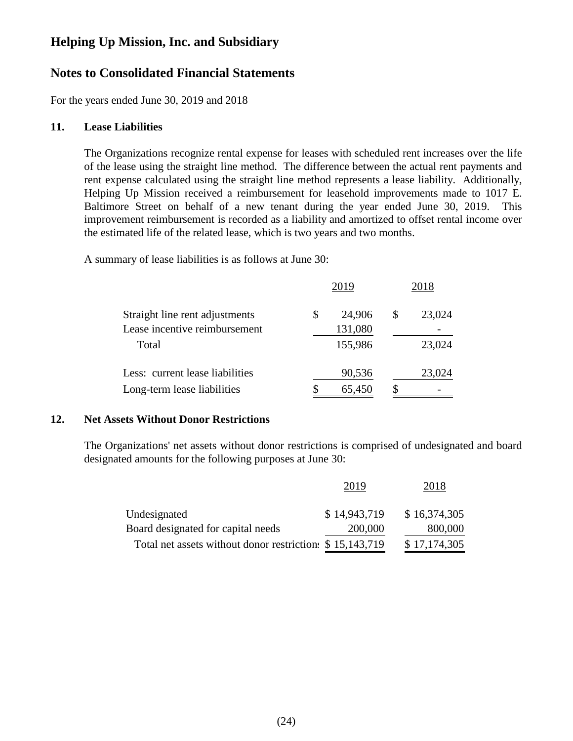# Helping Up Mission, Inc. and Subsidiary

## Notes to Consolidated Financial Statements

For the years ended June 30, 2019 and 2018

### 11. Lease Liabilities

The Organizations recognize rental expense for leases with scheduled rent increases over the life of the lease using the straight line method. The difference between the actual rent payments and rent expense calculated using the straight line method represents a lease liability. Additionally, Helping Up Mission received a reimbursement for leasehold improvements made to 1017 E. Baltimore Street on behalf of a new tenant during the year ended June 30, 2019. This improvement reimbursement is recorded as a liability and amortized to offset rental income over the estimated life of the related lease, which is two years and two months.

A summary of lease liabilities is as follows at June 30:

| | 2019 | 2018 |
|---|---|---|
| Straight line rent adjustments | $ 24,906 | $ 23,024 |
| Lease incentive reimbursement | 131,080 | - |
| Total | 155,986 | 23,024 |
| Less: current lease liabilities | 90,536 | 23,024 |
| Long-term lease liabilities | $ 65,450 | $ - |

### 12. Net Assets Without Donor Restrictions

The Organizations' net assets without donor restrictions is comprised of undesignated and board designated amounts for the following purposes at June 30:

| | 2019 | 2018 |
|---|---|---|
| Undesignated | $ 14,943,719 | $ 16,374,305 |
| Board designated for capital needs | 200,000 | 800,000 |
| Total net assets without donor restrictions | $ 15,143,719 | $ 17,174,305 |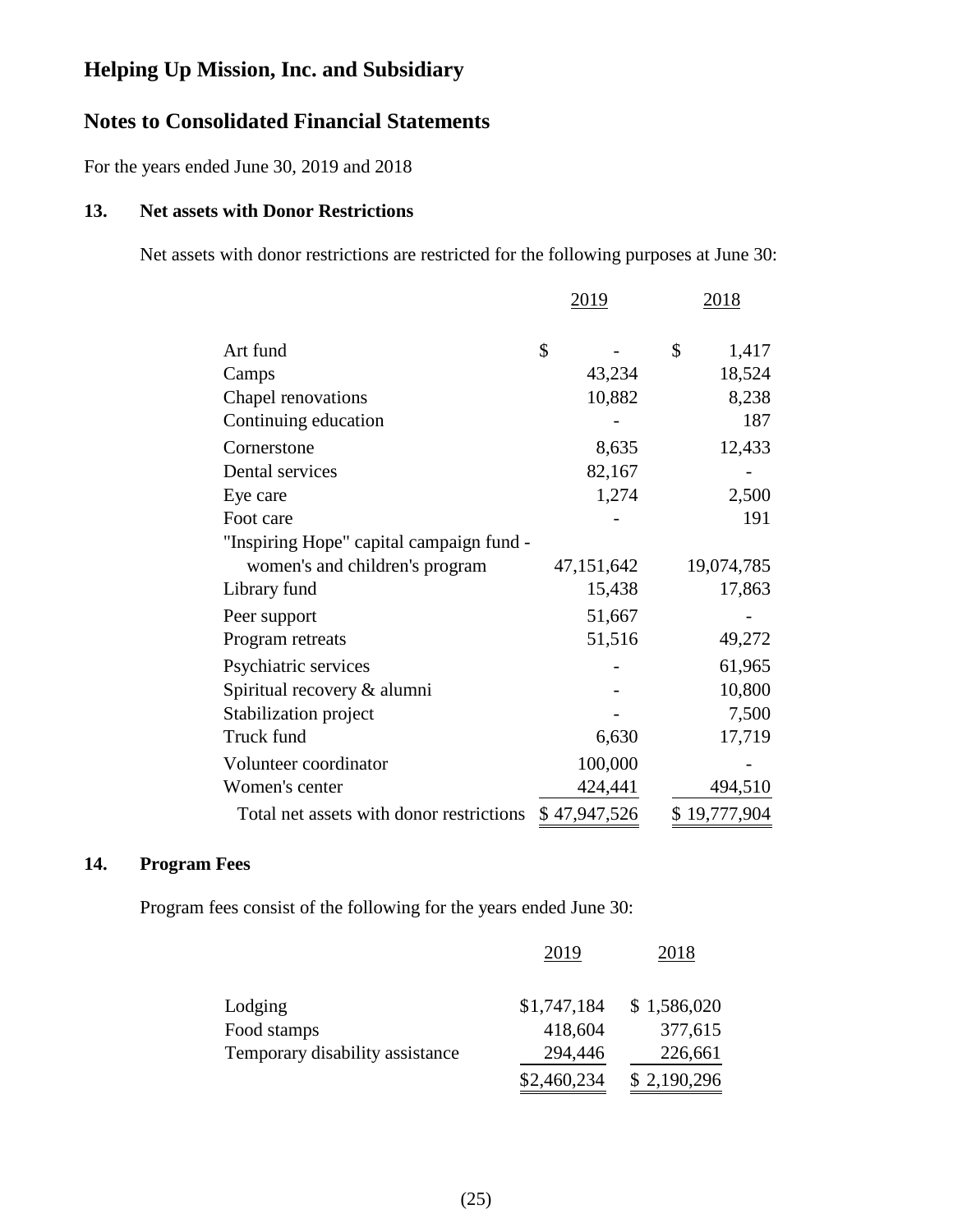# Helping Up Mission, Inc. and Subsidiary

## Notes to Consolidated Financial Statements

For the years ended June 30, 2019 and 2018

### 13. Net assets with Donor Restrictions

Net assets with donor restrictions are restricted for the following purposes at June 30:

| | 2019 | 2018 |
|---|---|---|
| Art fund | $ - | $ 1,417 |
| Camps | 43,234 | 18,524 |
| Chapel renovations | 10,882 | 8,238 |
| Continuing education | - | 187 |
| Cornerstone | 8,635 | 12,433 |
| Dental services | 82,167 | - |
| Eye care | 1,274 | 2,500 |
| Foot care | - | 191 |
| "Inspiring Hope" capital campaign fund - women's and children's program | 47,151,642 | 19,074,785 |
| Library fund | 15,438 | 17,863 |
| Peer support | 51,667 | - |
| Program retreats | 51,516 | 49,272 |
| Psychiatric services | - | 61,965 |
| Spiritual recovery & alumni | - | 10,800 |
| Stabilization project | - | 7,500 |
| Truck fund | 6,630 | 17,719 |
| Volunteer coordinator | 100,000 | - |
| Women's center | 424,441 | 494,510 |
| Total net assets with donor restrictions | $ 47,947,526 | $ 19,777,904 |

### 14. Program Fees

Program fees consist of the following for the years ended June 30:

| | 2019 | 2018 |
|---|---|---|
| Lodging | $1,747,184 | $ 1,586,020 |
| Food stamps | 418,604 | 377,615 |
| Temporary disability assistance | 294,446 | 226,661 |
| | $2,460,234 | $ 2,190,296 |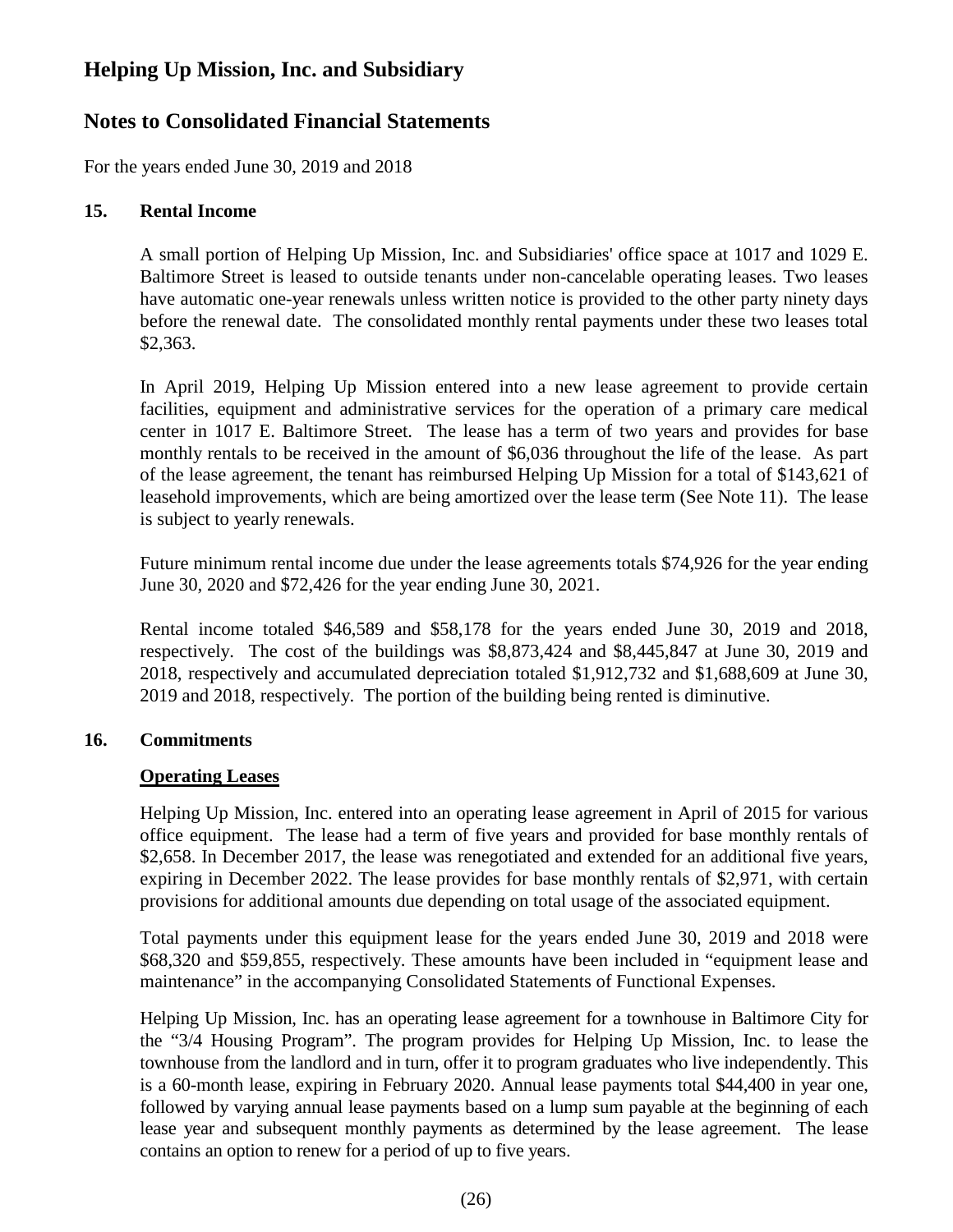# Helping Up Mission, Inc. and Subsidiary

## Notes to Consolidated Financial Statements

For the years ended June 30, 2019 and 2018

### 15. Rental Income

A small portion of Helping Up Mission, Inc. and Subsidiaries' office space at 1017 and 1029 E. Baltimore Street is leased to outside tenants under non-cancelable operating leases. Two leases have automatic one-year renewals unless written notice is provided to the other party ninety days before the renewal date. The consolidated monthly rental payments under these two leases total $2,363.

In April 2019, Helping Up Mission entered into a new lease agreement to provide certain facilities, equipment and administrative services for the operation of a primary care medical center in 1017 E. Baltimore Street. The lease has a term of two years and provides for base monthly rentals to be received in the amount of $6,036 throughout the life of the lease. As part of the lease agreement, the tenant has reimbursed Helping Up Mission for a total of $143,621 of leasehold improvements, which are being amortized over the lease term (See Note 11). The lease is subject to yearly renewals.

Future minimum rental income due under the lease agreements totals $74,926 for the year ending June 30, 2020 and $72,426 for the year ending June 30, 2021.

Rental income totaled $46,589 and $58,178 for the years ended June 30, 2019 and 2018, respectively. The cost of the buildings was $8,873,424 and $8,445,847 at June 30, 2019 and 2018, respectively and accumulated depreciation totaled $1,912,732 and $1,688,609 at June 30, 2019 and 2018, respectively. The portion of the building being rented is diminutive.

### 16. Commitments

**Operating Leases**

Helping Up Mission, Inc. entered into an operating lease agreement in April of 2015 for various office equipment. The lease had a term of five years and provided for base monthly rentals of $2,658. In December 2017, the lease was renegotiated and extended for an additional five years, expiring in December 2022. The lease provides for base monthly rentals of $2,971, with certain provisions for additional amounts due depending on total usage of the associated equipment.

Total payments under this equipment lease for the years ended June 30, 2019 and 2018 were $68,320 and $59,855, respectively. These amounts have been included in "equipment lease and maintenance" in the accompanying Consolidated Statements of Functional Expenses.

Helping Up Mission, Inc. has an operating lease agreement for a townhouse in Baltimore City for the "3/4 Housing Program". The program provides for Helping Up Mission, Inc. to lease the townhouse from the landlord and in turn, offer it to program graduates who live independently. This is a 60-month lease, expiring in February 2020. Annual lease payments total $44,400 in year one, followed by varying annual lease payments based on a lump sum payable at the beginning of each lease year and subsequent monthly payments as determined by the lease agreement. The lease contains an option to renew for a period of up to five years.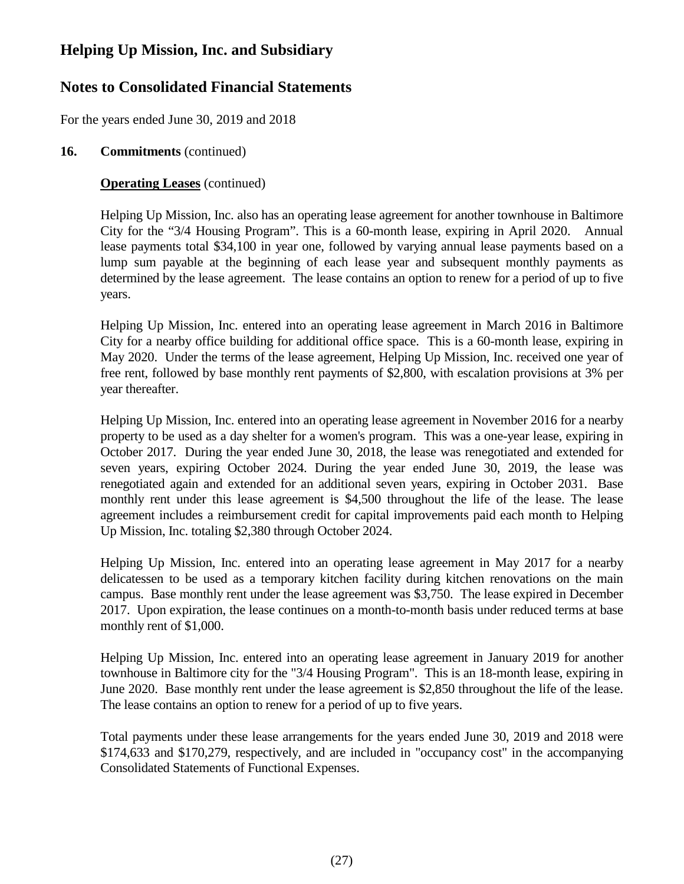# Helping Up Mission, Inc. and Subsidiary

## Notes to Consolidated Financial Statements

For the years ended June 30, 2019 and 2018

**16. Commitments** (continued)

**Operating Leases** (continued)

Helping Up Mission, Inc. also has an operating lease agreement for another townhouse in Baltimore City for the "3/4 Housing Program". This is a 60-month lease, expiring in April 2020. Annual lease payments total $34,100 in year one, followed by varying annual lease payments based on a lump sum payable at the beginning of each lease year and subsequent monthly payments as determined by the lease agreement. The lease contains an option to renew for a period of up to five years.

Helping Up Mission, Inc. entered into an operating lease agreement in March 2016 in Baltimore City for a nearby office building for additional office space. This is a 60-month lease, expiring in May 2020. Under the terms of the lease agreement, Helping Up Mission, Inc. received one year of free rent, followed by base monthly rent payments of $2,800, with escalation provisions at 3% per year thereafter.

Helping Up Mission, Inc. entered into an operating lease agreement in November 2016 for a nearby property to be used as a day shelter for a women's program. This was a one-year lease, expiring in October 2017. During the year ended June 30, 2018, the lease was renegotiated and extended for seven years, expiring October 2024. During the year ended June 30, 2019, the lease was renegotiated again and extended for an additional seven years, expiring in October 2031. Base monthly rent under this lease agreement is $4,500 throughout the life of the lease. The lease agreement includes a reimbursement credit for capital improvements paid each month to Helping Up Mission, Inc. totaling $2,380 through October 2024.

Helping Up Mission, Inc. entered into an operating lease agreement in May 2017 for a nearby delicatessen to be used as a temporary kitchen facility during kitchen renovations on the main campus. Base monthly rent under the lease agreement was $3,750. The lease expired in December 2017. Upon expiration, the lease continues on a month-to-month basis under reduced terms at base monthly rent of $1,000.

Helping Up Mission, Inc. entered into an operating lease agreement in January 2019 for another townhouse in Baltimore city for the "3/4 Housing Program". This is an 18-month lease, expiring in June 2020. Base monthly rent under the lease agreement is $2,850 throughout the life of the lease. The lease contains an option to renew for a period of up to five years.

Total payments under these lease arrangements for the years ended June 30, 2019 and 2018 were $174,633 and $170,279, respectively, and are included in "occupancy cost" in the accompanying Consolidated Statements of Functional Expenses.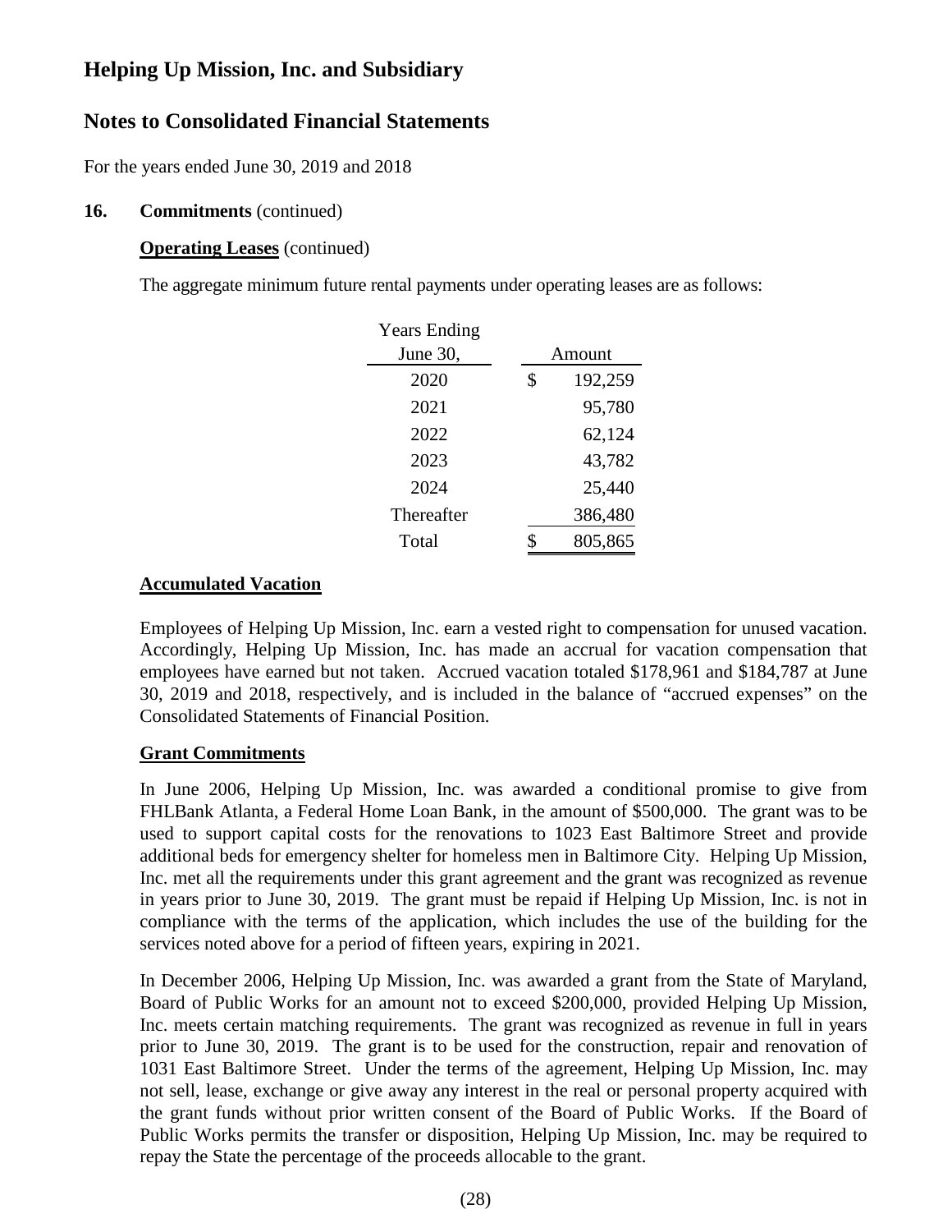# Helping Up Mission, Inc. and Subsidiary

## Notes to Consolidated Financial Statements

For the years ended June 30, 2019 and 2018

**16. Commitments** (continued)

**Operating Leases** (continued)

The aggregate minimum future rental payments under operating leases are as follows:

| Years Ending June 30, | Amount |
|---|---|
| 2020 | $ 192,259 |
| 2021 | 95,780 |
| 2022 | 62,124 |
| 2023 | 43,782 |
| 2024 | 25,440 |
| Thereafter | 386,480 |
| Total | $ 805,865 |

**Accumulated Vacation**

Employees of Helping Up Mission, Inc. earn a vested right to compensation for unused vacation. Accordingly, Helping Up Mission, Inc. has made an accrual for vacation compensation that employees have earned but not taken. Accrued vacation totaled $178,961 and $184,787 at June 30, 2019 and 2018, respectively, and is included in the balance of "accrued expenses" on the Consolidated Statements of Financial Position.

**Grant Commitments**

In June 2006, Helping Up Mission, Inc. was awarded a conditional promise to give from FHLBank Atlanta, a Federal Home Loan Bank, in the amount of $500,000. The grant was to be used to support capital costs for the renovations to 1023 East Baltimore Street and provide additional beds for emergency shelter for homeless men in Baltimore City. Helping Up Mission, Inc. met all the requirements under this grant agreement and the grant was recognized as revenue in years prior to June 30, 2019. The grant must be repaid if Helping Up Mission, Inc. is not in compliance with the terms of the application, which includes the use of the building for the services noted above for a period of fifteen years, expiring in 2021.

In December 2006, Helping Up Mission, Inc. was awarded a grant from the State of Maryland, Board of Public Works for an amount not to exceed $200,000, provided Helping Up Mission, Inc. meets certain matching requirements. The grant was recognized as revenue in full in years prior to June 30, 2019. The grant is to be used for the construction, repair and renovation of 1031 East Baltimore Street. Under the terms of the agreement, Helping Up Mission, Inc. may not sell, lease, exchange or give away any interest in the real or personal property acquired with the grant funds without prior written consent of the Board of Public Works. If the Board of Public Works permits the transfer or disposition, Helping Up Mission, Inc. may be required to repay the State the percentage of the proceeds allocable to the grant.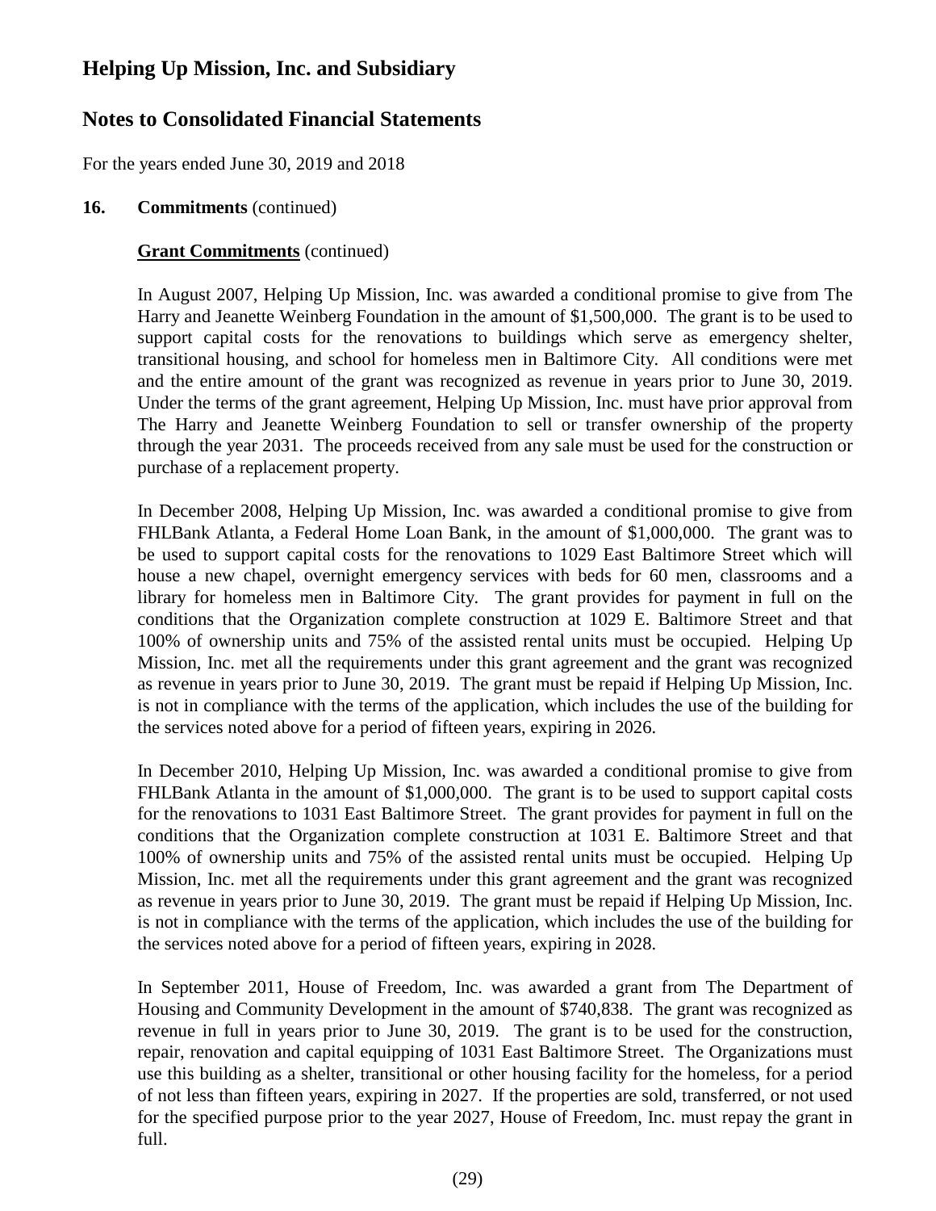# Helping Up Mission, Inc. and Subsidiary

## Notes to Consolidated Financial Statements

For the years ended June 30, 2019 and 2018

**16. Commitments** (continued)

**Grant Commitments** (continued)

In August 2007, Helping Up Mission, Inc. was awarded a conditional promise to give from The Harry and Jeanette Weinberg Foundation in the amount of $1,500,000. The grant is to be used to support capital costs for the renovations to buildings which serve as emergency shelter, transitional housing, and school for homeless men in Baltimore City. All conditions were met and the entire amount of the grant was recognized as revenue in years prior to June 30, 2019. Under the terms of the grant agreement, Helping Up Mission, Inc. must have prior approval from The Harry and Jeanette Weinberg Foundation to sell or transfer ownership of the property through the year 2031. The proceeds received from any sale must be used for the construction or purchase of a replacement property.

In December 2008, Helping Up Mission, Inc. was awarded a conditional promise to give from FHLBank Atlanta, a Federal Home Loan Bank, in the amount of $1,000,000. The grant was to be used to support capital costs for the renovations to 1029 East Baltimore Street which will house a new chapel, overnight emergency services with beds for 60 men, classrooms and a library for homeless men in Baltimore City. The grant provides for payment in full on the conditions that the Organization complete construction at 1029 E. Baltimore Street and that 100% of ownership units and 75% of the assisted rental units must be occupied. Helping Up Mission, Inc. met all the requirements under this grant agreement and the grant was recognized as revenue in years prior to June 30, 2019. The grant must be repaid if Helping Up Mission, Inc. is not in compliance with the terms of the application, which includes the use of the building for the services noted above for a period of fifteen years, expiring in 2026.

In December 2010, Helping Up Mission, Inc. was awarded a conditional promise to give from FHLBank Atlanta in the amount of $1,000,000. The grant is to be used to support capital costs for the renovations to 1031 East Baltimore Street. The grant provides for payment in full on the conditions that the Organization complete construction at 1031 E. Baltimore Street and that 100% of ownership units and 75% of the assisted rental units must be occupied. Helping Up Mission, Inc. met all the requirements under this grant agreement and the grant was recognized as revenue in years prior to June 30, 2019. The grant must be repaid if Helping Up Mission, Inc. is not in compliance with the terms of the application, which includes the use of the building for the services noted above for a period of fifteen years, expiring in 2028.

In September 2011, House of Freedom, Inc. was awarded a grant from The Department of Housing and Community Development in the amount of $740,838. The grant was recognized as revenue in full in years prior to June 30, 2019. The grant is to be used for the construction, repair, renovation and capital equipping of 1031 East Baltimore Street. The Organizations must use this building as a shelter, transitional or other housing facility for the homeless, for a period of not less than fifteen years, expiring in 2027. If the properties are sold, transferred, or not used for the specified purpose prior to the year 2027, House of Freedom, Inc. must repay the grant in full.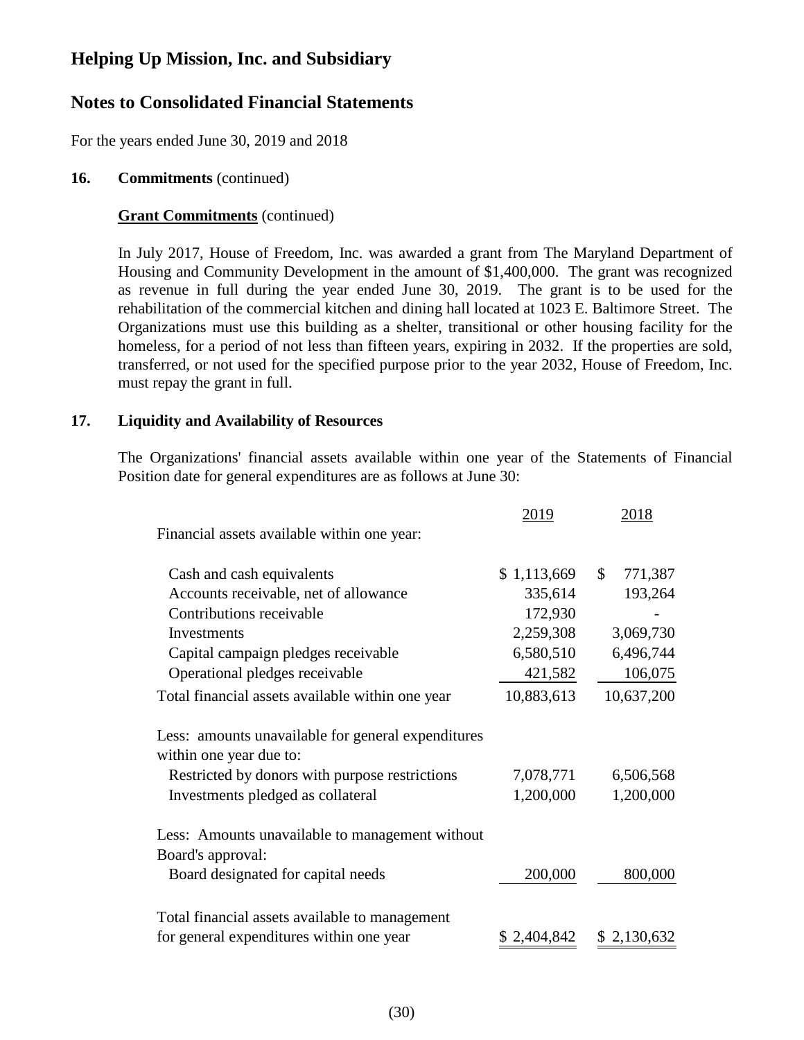# Helping Up Mission, Inc. and Subsidiary

## Notes to Consolidated Financial Statements

For the years ended June 30, 2019 and 2018

### 16. Commitments (continued)

**Grant Commitments** (continued)

In July 2017, House of Freedom, Inc. was awarded a grant from The Maryland Department of Housing and Community Development in the amount of $1,400,000. The grant was recognized as revenue in full during the year ended June 30, 2019. The grant is to be used for the rehabilitation of the commercial kitchen and dining hall located at 1023 E. Baltimore Street. The Organizations must use this building as a shelter, transitional or other housing facility for the homeless, for a period of not less than fifteen years, expiring in 2032. If the properties are sold, transferred, or not used for the specified purpose prior to the year 2032, House of Freedom, Inc. must repay the grant in full.

### 17. Liquidity and Availability of Resources

The Organizations' financial assets available within one year of the Statements of Financial Position date for general expenditures are as follows at June 30:

| | 2019 | 2018 |
|---|---|---|
| Financial assets available within one year: | | |
| Cash and cash equivalents | $ 1,113,669 | $ 771,387 |
| Accounts receivable, net of allowance | 335,614 | 193,264 |
| Contributions receivable | 172,930 | - |
| Investments | 2,259,308 | 3,069,730 |
| Capital campaign pledges receivable | 6,580,510 | 6,496,744 |
| Operational pledges receivable | 421,582 | 106,075 |
| Total financial assets available within one year | 10,883,613 | 10,637,200 |
| Less: amounts unavailable for general expenditures within one year due to: | | |
| Restricted by donors with purpose restrictions | 7,078,771 | 6,506,568 |
| Investments pledged as collateral | 1,200,000 | 1,200,000 |
| Less: Amounts unavailable to management without Board's approval: | | |
| Board designated for capital needs | 200,000 | 800,000 |
| Total financial assets available to management for general expenditures within one year | $ 2,404,842 | $ 2,130,632 |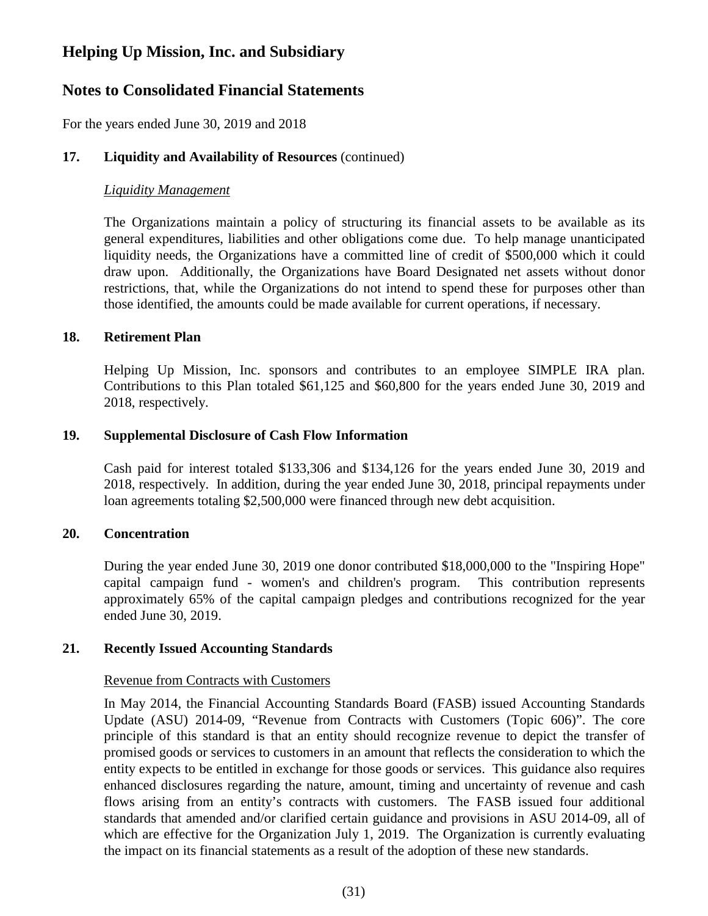# Helping Up Mission, Inc. and Subsidiary

## Notes to Consolidated Financial Statements

For the years ended June 30, 2019 and 2018

### 17. Liquidity and Availability of Resources (continued)

*Liquidity Management*

The Organizations maintain a policy of structuring its financial assets to be available as its general expenditures, liabilities and other obligations come due. To help manage unanticipated liquidity needs, the Organizations have a committed line of credit of $500,000 which it could draw upon. Additionally, the Organizations have Board Designated net assets without donor restrictions, that, while the Organizations do not intend to spend these for purposes other than those identified, the amounts could be made available for current operations, if necessary.

### 18. Retirement Plan

Helping Up Mission, Inc. sponsors and contributes to an employee SIMPLE IRA plan. Contributions to this Plan totaled $61,125 and $60,800 for the years ended June 30, 2019 and 2018, respectively.

### 19. Supplemental Disclosure of Cash Flow Information

Cash paid for interest totaled $133,306 and $134,126 for the years ended June 30, 2019 and 2018, respectively. In addition, during the year ended June 30, 2018, principal repayments under loan agreements totaling $2,500,000 were financed through new debt acquisition.

### 20. Concentration

During the year ended June 30, 2019 one donor contributed $18,000,000 to the "Inspiring Hope" capital campaign fund - women's and children's program. This contribution represents approximately 65% of the capital campaign pledges and contributions recognized for the year ended June 30, 2019.

### 21. Recently Issued Accounting Standards

Revenue from Contracts with Customers

In May 2014, the Financial Accounting Standards Board (FASB) issued Accounting Standards Update (ASU) 2014-09, "Revenue from Contracts with Customers (Topic 606)". The core principle of this standard is that an entity should recognize revenue to depict the transfer of promised goods or services to customers in an amount that reflects the consideration to which the entity expects to be entitled in exchange for those goods or services. This guidance also requires enhanced disclosures regarding the nature, amount, timing and uncertainty of revenue and cash flows arising from an entity's contracts with customers. The FASB issued four additional standards that amended and/or clarified certain guidance and provisions in ASU 2014-09, all of which are effective for the Organization July 1, 2019. The Organization is currently evaluating the impact on its financial statements as a result of the adoption of these new standards.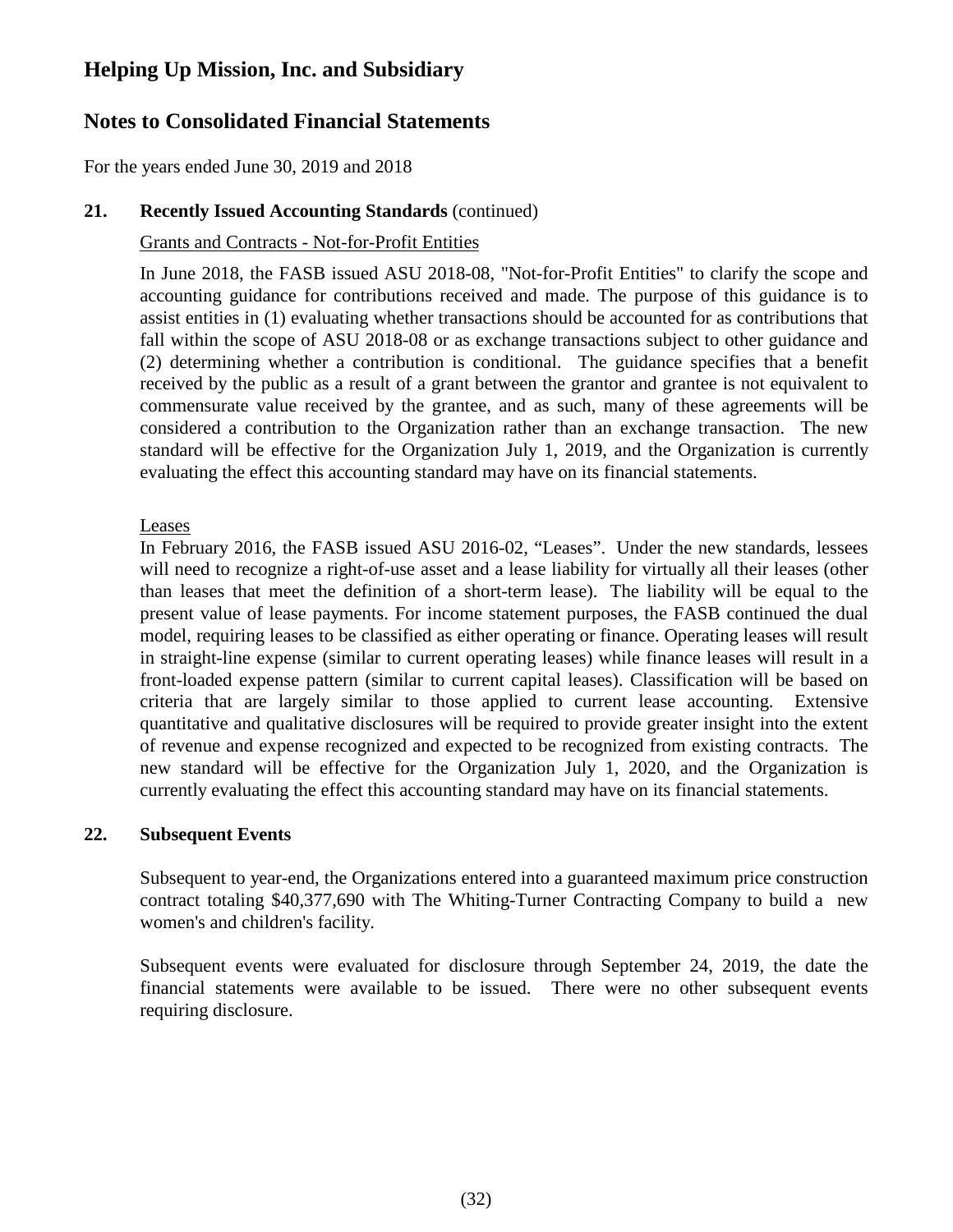# Helping Up Mission, Inc. and Subsidiary

## Notes to Consolidated Financial Statements

For the years ended June 30, 2019 and 2018

### 21. Recently Issued Accounting Standards (continued)

Grants and Contracts - Not-for-Profit Entities

In June 2018, the FASB issued ASU 2018-08, "Not-for-Profit Entities" to clarify the scope and accounting guidance for contributions received and made. The purpose of this guidance is to assist entities in (1) evaluating whether transactions should be accounted for as contributions that fall within the scope of ASU 2018-08 or as exchange transactions subject to other guidance and (2) determining whether a contribution is conditional. The guidance specifies that a benefit received by the public as a result of a grant between the grantor and grantee is not equivalent to commensurate value received by the grantee, and as such, many of these agreements will be considered a contribution to the Organization rather than an exchange transaction. The new standard will be effective for the Organization July 1, 2019, and the Organization is currently evaluating the effect this accounting standard may have on its financial statements.

Leases

In February 2016, the FASB issued ASU 2016-02, “Leases”. Under the new standards, lessees will need to recognize a right-of-use asset and a lease liability for virtually all their leases (other than leases that meet the definition of a short-term lease). The liability will be equal to the present value of lease payments. For income statement purposes, the FASB continued the dual model, requiring leases to be classified as either operating or finance. Operating leases will result in straight-line expense (similar to current operating leases) while finance leases will result in a front-loaded expense pattern (similar to current capital leases). Classification will be based on criteria that are largely similar to those applied to current lease accounting. Extensive quantitative and qualitative disclosures will be required to provide greater insight into the extent of revenue and expense recognized and expected to be recognized from existing contracts. The new standard will be effective for the Organization July 1, 2020, and the Organization is currently evaluating the effect this accounting standard may have on its financial statements.

### 22. Subsequent Events

Subsequent to year-end, the Organizations entered into a guaranteed maximum price construction contract totaling $40,377,690 with The Whiting-Turner Contracting Company to build a new women's and children's facility.

Subsequent events were evaluated for disclosure through September 24, 2019, the date the financial statements were available to be issued. There were no other subsequent events requiring disclosure.